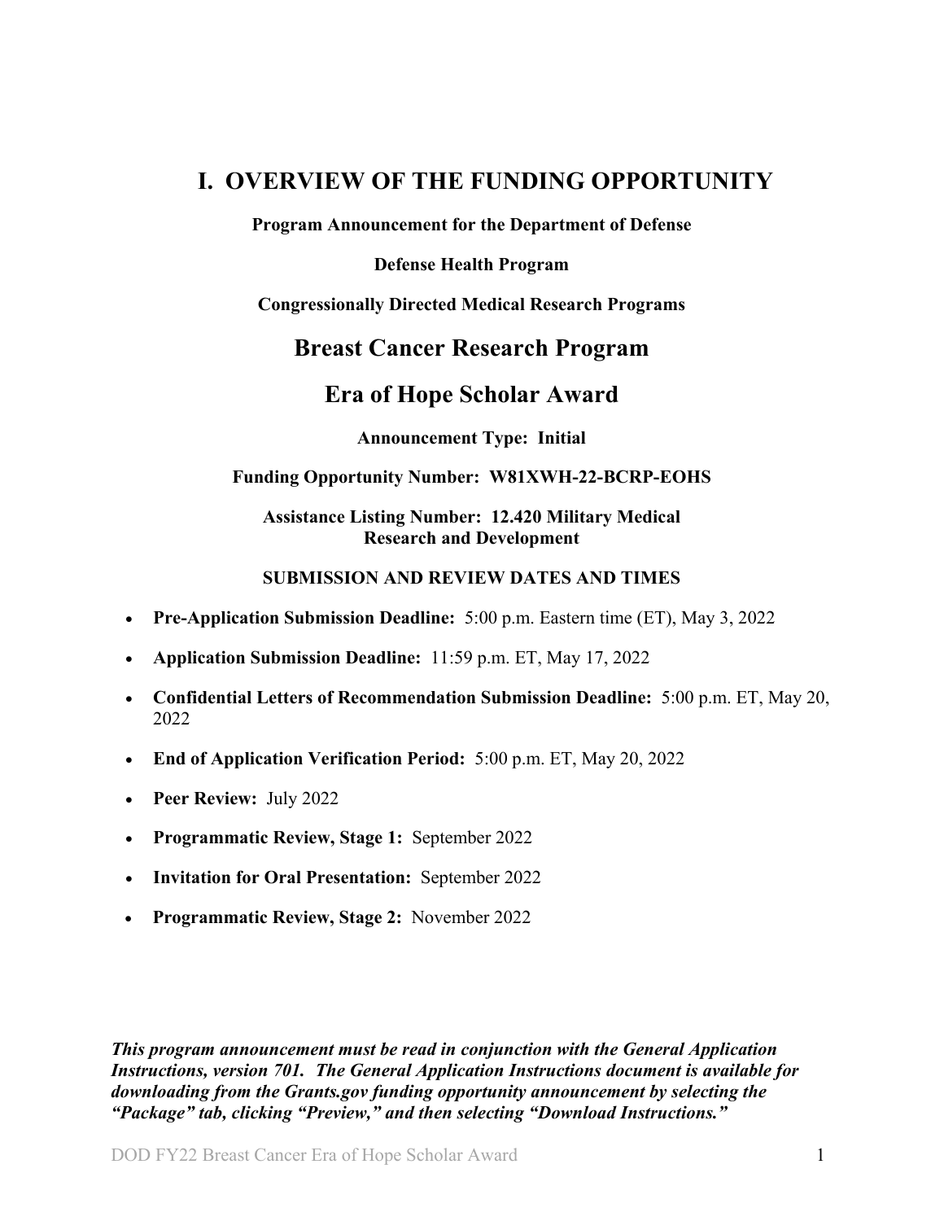# I. OVERVIEW OF THE FUNDING OPPORTUNITY

**Program Announcement for the Department of Defense**

**Defense Health Program**

**Congressionally Directed Medical Research Programs**

## Breast Cancer Research Program

## Era of Hope Scholar Award

**Announcement Type: Initial**

**Funding Opportunity Number: W81XWH-22-BCRP-EOHS**

**Assistance Listing Number: 12.420 Military Medical Research and Development**

**SUBMISSION AND REVIEW DATES AND TIMES**

- **Pre-Application Submission Deadline:** 5:00 p.m. Eastern time (ET), May 3, 2022
- **Application Submission Deadline:** 11:59 p.m. ET, May 17, 2022
- **Confidential Letters of Recommendation Submission Deadline:** 5:00 p.m. ET, May 20, 2022
- **End of Application Verification Period:** 5:00 p.m. ET, May 20, 2022
- **Peer Review:** July 2022
- **Programmatic Review, Stage 1:** September 2022
- **Invitation for Oral Presentation:** September 2022
- **Programmatic Review, Stage 2:** November 2022

***This program announcement must be read in conjunction with the General Application Instructions, version 701. The General Application Instructions document is available for downloading from the Grants.gov funding opportunity announcement by selecting the "Package" tab, clicking "Preview," and then selecting "Download Instructions."***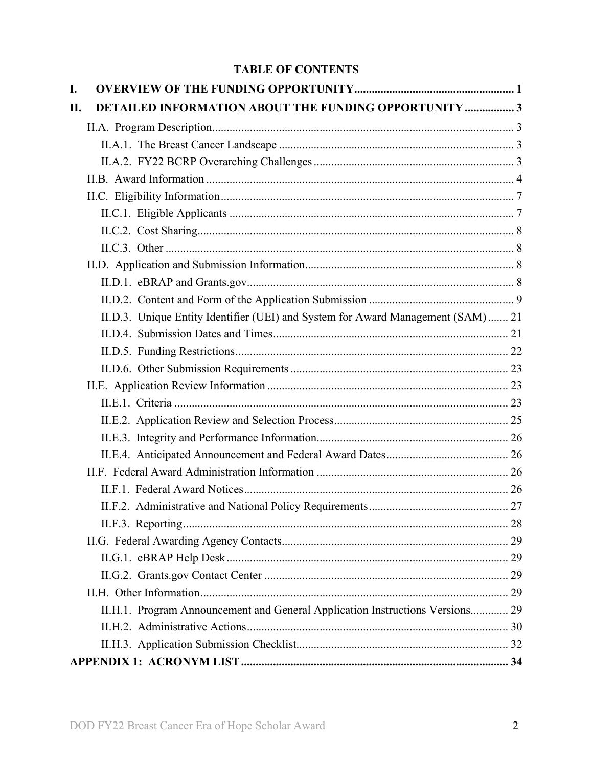## TABLE OF CONTENTS

**I. OVERVIEW OF THE FUNDING OPPORTUNITY** ....................................................... 1

**II. DETAILED INFORMATION ABOUT THE FUNDING OPPORTUNITY** ................. 3

- II.A. Program Description ....................................................................................... 3
  - II.A.1. The Breast Cancer Landscape ................................................................. 3
  - II.A.2. FY22 BCRP Overarching Challenges ..................................................... 3
- II.B. Award Information ......................................................................................... 4
- II.C. Eligibility Information .................................................................................... 7
  - II.C.1. Eligible Applicants .................................................................................. 7
  - II.C.2. Cost Sharing ............................................................................................ 8
  - II.C.3. Other ........................................................................................................ 8
- II.D. Application and Submission Information ....................................................... 8
  - II.D.1. eBRAP and Grants.gov ............................................................................ 8
  - II.D.2. Content and Form of the Application Submission .................................. 9
  - II.D.3. Unique Entity Identifier (UEI) and System for Award Management (SAM) ....... 21
  - II.D.4. Submission Dates and Times ................................................................. 21
  - II.D.5. Funding Restrictions .............................................................................. 22
  - II.D.6. Other Submission Requirements ........................................................... 23
- II.E. Application Review Information ................................................................... 23
  - II.E.1. Criteria ................................................................................................... 23
  - II.E.2. Application Review and Selection Process ............................................ 25
  - II.E.3. Integrity and Performance Information .................................................. 26
  - II.E.4. Anticipated Announcement and Federal Award Dates .......................... 26
- II.F. Federal Award Administration Information .................................................. 26
  - II.F.1. Federal Award Notices ........................................................................... 26
  - II.F.2. Administrative and National Policy Requirements ................................ 27
  - II.F.3. Reporting ................................................................................................ 28
- II.G. Federal Awarding Agency Contacts .............................................................. 29
  - II.G.1. eBRAP Help Desk ................................................................................. 29
  - II.G.2. Grants.gov Contact Center .................................................................... 29
- II.H. Other Information .......................................................................................... 29
  - II.H.1. Program Announcement and General Application Instructions Versions ............. 29
  - II.H.2. Administrative Actions .......................................................................... 30
  - II.H.3. Application Submission Checklist ......................................................... 32

**APPENDIX 1: ACRONYM LIST** ............................................................................ 34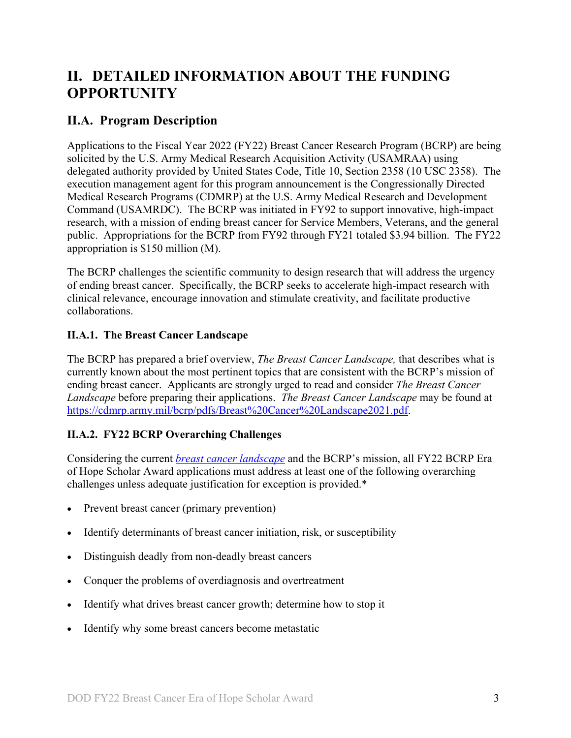# II. DETAILED INFORMATION ABOUT THE FUNDING OPPORTUNITY

## II.A. Program Description

Applications to the Fiscal Year 2022 (FY22) Breast Cancer Research Program (BCRP) are being solicited by the U.S. Army Medical Research Acquisition Activity (USAMRAA) using delegated authority provided by United States Code, Title 10, Section 2358 (10 USC 2358). The execution management agent for this program announcement is the Congressionally Directed Medical Research Programs (CDMRP) at the U.S. Army Medical Research and Development Command (USAMRDC). The BCRP was initiated in FY92 to support innovative, high-impact research, with a mission of ending breast cancer for Service Members, Veterans, and the general public. Appropriations for the BCRP from FY92 through FY21 totaled $3.94 billion. The FY22 appropriation is $150 million (M).

The BCRP challenges the scientific community to design research that will address the urgency of ending breast cancer. Specifically, the BCRP seeks to accelerate high-impact research with clinical relevance, encourage innovation and stimulate creativity, and facilitate productive collaborations.

### II.A.1. The Breast Cancer Landscape

The BCRP has prepared a brief overview, *The Breast Cancer Landscape,* that describes what is currently known about the most pertinent topics that are consistent with the BCRP's mission of ending breast cancer. Applicants are strongly urged to read and consider *The Breast Cancer Landscape* before preparing their applications. *The Breast Cancer Landscape* may be found at [https://cdmrp.army.mil/bcrp/pdfs/Breast%20Cancer%20Landscape2021.pdf](https://cdmrp.army.mil/bcrp/pdfs/Breast%20Cancer%20Landscape2021.pdf).

### II.A.2. FY22 BCRP Overarching Challenges

Considering the current *breast cancer landscape* and the BCRP's mission, all FY22 BCRP Era of Hope Scholar Award applications must address at least one of the following overarching challenges unless adequate justification for exception is provided.*

- Prevent breast cancer (primary prevention)
- Identify determinants of breast cancer initiation, risk, or susceptibility
- Distinguish deadly from non-deadly breast cancers
- Conquer the problems of overdiagnosis and overtreatment
- Identify what drives breast cancer growth; determine how to stop it
- Identify why some breast cancers become metastatic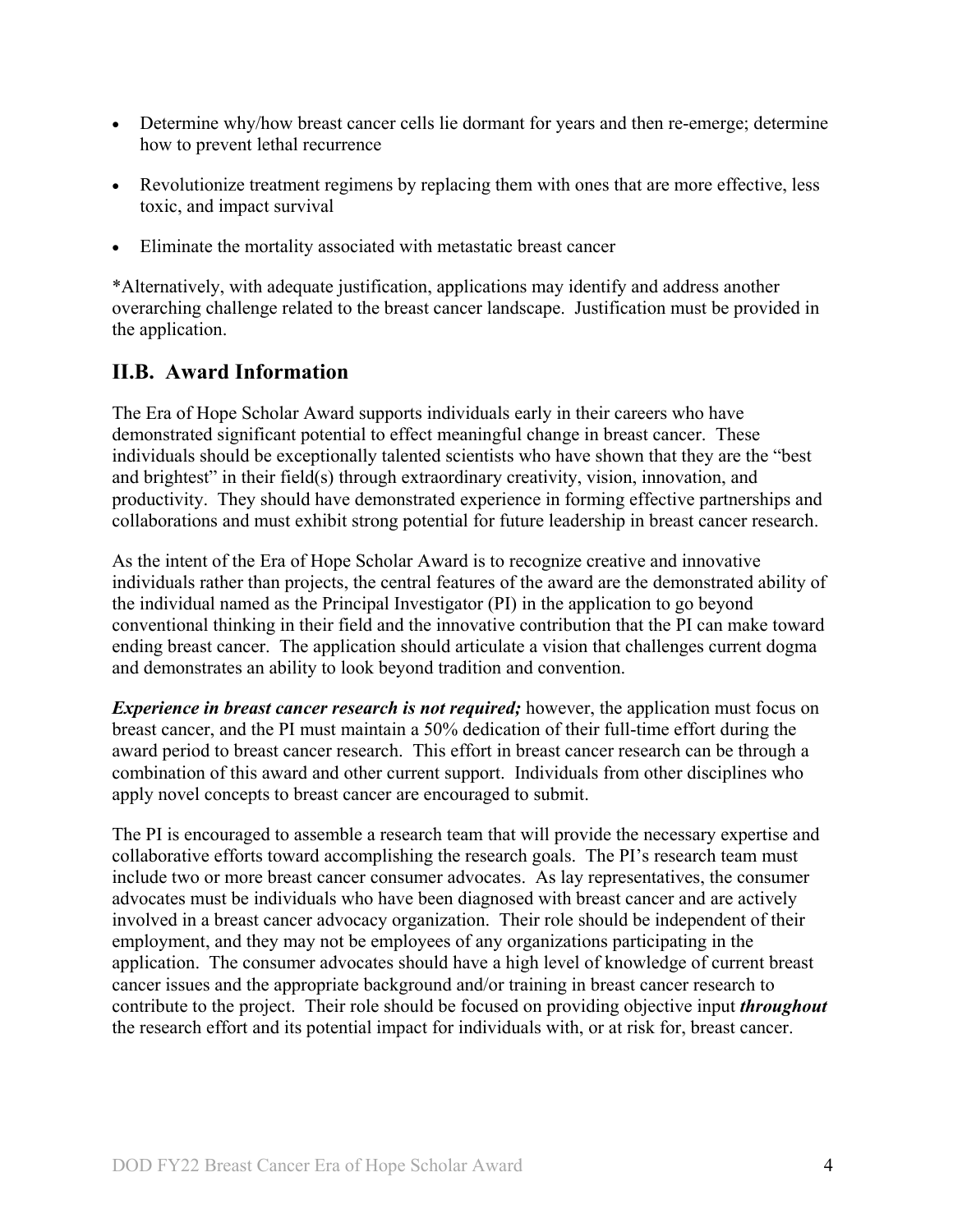- Determine why/how breast cancer cells lie dormant for years and then re-emerge; determine how to prevent lethal recurrence
- Revolutionize treatment regimens by replacing them with ones that are more effective, less toxic, and impact survival
- Eliminate the mortality associated with metastatic breast cancer

*Alternatively, with adequate justification, applications may identify and address another overarching challenge related to the breast cancer landscape. Justification must be provided in the application.

## II.B. Award Information

The Era of Hope Scholar Award supports individuals early in their careers who have demonstrated significant potential to effect meaningful change in breast cancer. These individuals should be exceptionally talented scientists who have shown that they are the "best and brightest" in their field(s) through extraordinary creativity, vision, innovation, and productivity. They should have demonstrated experience in forming effective partnerships and collaborations and must exhibit strong potential for future leadership in breast cancer research.

As the intent of the Era of Hope Scholar Award is to recognize creative and innovative individuals rather than projects, the central features of the award are the demonstrated ability of the individual named as the Principal Investigator (PI) in the application to go beyond conventional thinking in their field and the innovative contribution that the PI can make toward ending breast cancer. The application should articulate a vision that challenges current dogma and demonstrates an ability to look beyond tradition and convention.

***Experience in breast cancer research is not required;*** however, the application must focus on breast cancer, and the PI must maintain a 50% dedication of their full-time effort during the award period to breast cancer research. This effort in breast cancer research can be through a combination of this award and other current support. Individuals from other disciplines who apply novel concepts to breast cancer are encouraged to submit.

The PI is encouraged to assemble a research team that will provide the necessary expertise and collaborative efforts toward accomplishing the research goals. The PI's research team must include two or more breast cancer consumer advocates. As lay representatives, the consumer advocates must be individuals who have been diagnosed with breast cancer and are actively involved in a breast cancer advocacy organization. Their role should be independent of their employment, and they may not be employees of any organizations participating in the application. The consumer advocates should have a high level of knowledge of current breast cancer issues and the appropriate background and/or training in breast cancer research to contribute to the project. Their role should be focused on providing objective input ***throughout*** the research effort and its potential impact for individuals with, or at risk for, breast cancer.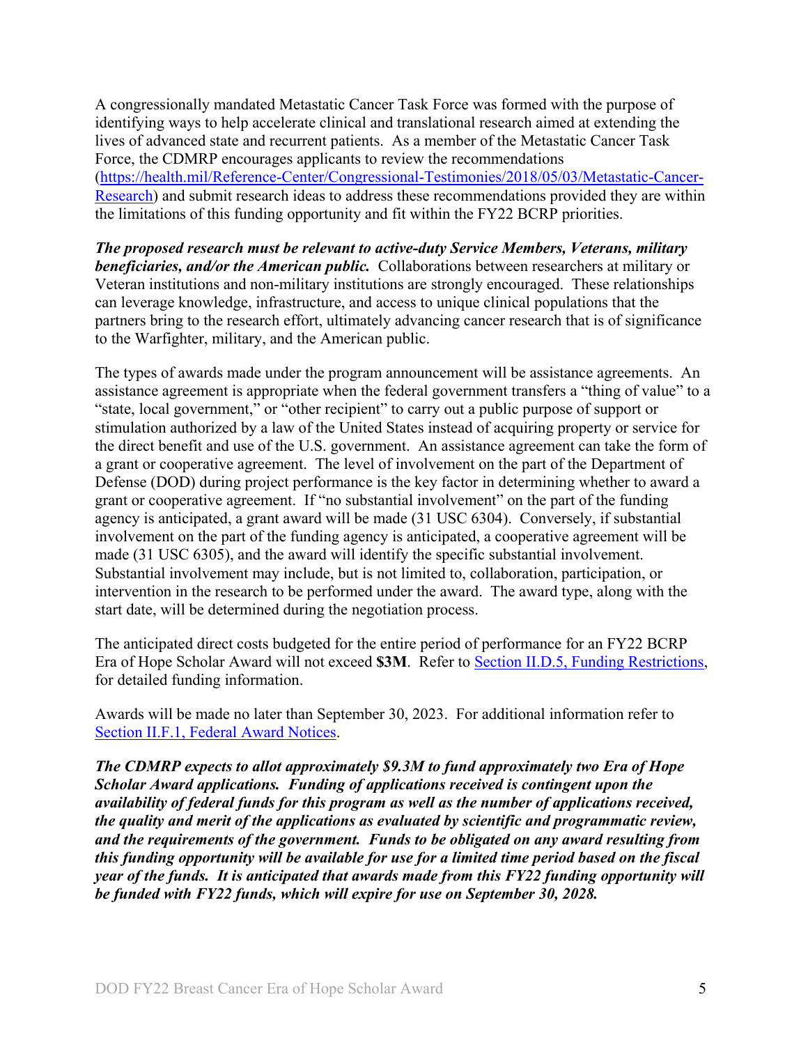A congressionally mandated Metastatic Cancer Task Force was formed with the purpose of identifying ways to help accelerate clinical and translational research aimed at extending the lives of advanced state and recurrent patients. As a member of the Metastatic Cancer Task Force, the CDMRP encourages applicants to review the recommendations ([https://health.mil/Reference-Center/Congressional-Testimonies/2018/05/03/Metastatic-Cancer-Research](https://health.mil/Reference-Center/Congressional-Testimonies/2018/05/03/Metastatic-Cancer-Research)) and submit research ideas to address these recommendations provided they are within the limitations of this funding opportunity and fit within the FY22 BCRP priorities.

***The proposed research must be relevant to active-duty Service Members, Veterans, military beneficiaries, and/or the American public.*** Collaborations between researchers at military or Veteran institutions and non-military institutions are strongly encouraged. These relationships can leverage knowledge, infrastructure, and access to unique clinical populations that the partners bring to the research effort, ultimately advancing cancer research that is of significance to the Warfighter, military, and the American public.

The types of awards made under the program announcement will be assistance agreements. An assistance agreement is appropriate when the federal government transfers a "thing of value" to a "state, local government," or "other recipient" to carry out a public purpose of support or stimulation authorized by a law of the United States instead of acquiring property or service for the direct benefit and use of the U.S. government. An assistance agreement can take the form of a grant or cooperative agreement. The level of involvement on the part of the Department of Defense (DOD) during project performance is the key factor in determining whether to award a grant or cooperative agreement. If "no substantial involvement" on the part of the funding agency is anticipated, a grant award will be made (31 USC 6304). Conversely, if substantial involvement on the part of the funding agency is anticipated, a cooperative agreement will be made (31 USC 6305), and the award will identify the specific substantial involvement. Substantial involvement may include, but is not limited to, collaboration, participation, or intervention in the research to be performed under the award. The award type, along with the start date, will be determined during the negotiation process.

The anticipated direct costs budgeted for the entire period of performance for an FY22 BCRP Era of Hope Scholar Award will not exceed **$3M**. Refer to Section II.D.5, Funding Restrictions, for detailed funding information.

Awards will be made no later than September 30, 2023. For additional information refer to Section II.F.1, Federal Award Notices.

***The CDMRP expects to allot approximately $9.3M to fund approximately two Era of Hope Scholar Award applications. Funding of applications received is contingent upon the availability of federal funds for this program as well as the number of applications received, the quality and merit of the applications as evaluated by scientific and programmatic review, and the requirements of the government. Funds to be obligated on any award resulting from this funding opportunity will be available for use for a limited time period based on the fiscal year of the funds. It is anticipated that awards made from this FY22 funding opportunity will be funded with FY22 funds, which will expire for use on September 30, 2028.***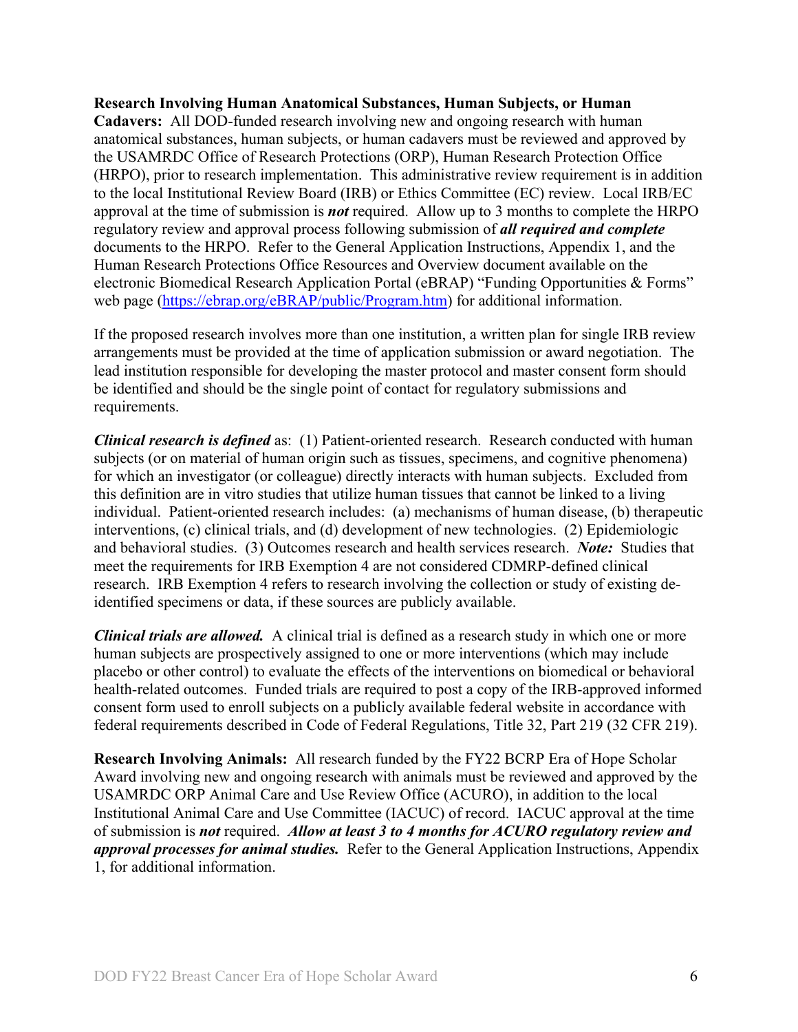**Research Involving Human Anatomical Substances, Human Subjects, or Human Cadavers:** All DOD-funded research involving new and ongoing research with human anatomical substances, human subjects, or human cadavers must be reviewed and approved by the USAMRDC Office of Research Protections (ORP), Human Research Protection Office (HRPO), prior to research implementation. This administrative review requirement is in addition to the local Institutional Review Board (IRB) or Ethics Committee (EC) review. Local IRB/EC approval at the time of submission is ***not*** required. Allow up to 3 months to complete the HRPO regulatory review and approval process following submission of ***all required and complete*** documents to the HRPO. Refer to the General Application Instructions, Appendix 1, and the Human Research Protections Office Resources and Overview document available on the electronic Biomedical Research Application Portal (eBRAP) "Funding Opportunities & Forms" web page (https://ebrap.org/eBRAP/public/Program.htm) for additional information.

If the proposed research involves more than one institution, a written plan for single IRB review arrangements must be provided at the time of application submission or award negotiation. The lead institution responsible for developing the master protocol and master consent form should be identified and should be the single point of contact for regulatory submissions and requirements.

***Clinical research is defined*** as: (1) Patient-oriented research. Research conducted with human subjects (or on material of human origin such as tissues, specimens, and cognitive phenomena) for which an investigator (or colleague) directly interacts with human subjects. Excluded from this definition are in vitro studies that utilize human tissues that cannot be linked to a living individual. Patient-oriented research includes: (a) mechanisms of human disease, (b) therapeutic interventions, (c) clinical trials, and (d) development of new technologies. (2) Epidemiologic and behavioral studies. (3) Outcomes research and health services research. ***Note:*** Studies that meet the requirements for IRB Exemption 4 are not considered CDMRP-defined clinical research. IRB Exemption 4 refers to research involving the collection or study of existing de-identified specimens or data, if these sources are publicly available.

***Clinical trials are allowed.*** A clinical trial is defined as a research study in which one or more human subjects are prospectively assigned to one or more interventions (which may include placebo or other control) to evaluate the effects of the interventions on biomedical or behavioral health-related outcomes. Funded trials are required to post a copy of the IRB-approved informed consent form used to enroll subjects on a publicly available federal website in accordance with federal requirements described in Code of Federal Regulations, Title 32, Part 219 (32 CFR 219).

**Research Involving Animals:** All research funded by the FY22 BCRP Era of Hope Scholar Award involving new and ongoing research with animals must be reviewed and approved by the USAMRDC ORP Animal Care and Use Review Office (ACURO), in addition to the local Institutional Animal Care and Use Committee (IACUC) of record. IACUC approval at the time of submission is ***not*** required. ***Allow at least 3 to 4 months for ACURO regulatory review and approval processes for animal studies.*** Refer to the General Application Instructions, Appendix 1, for additional information.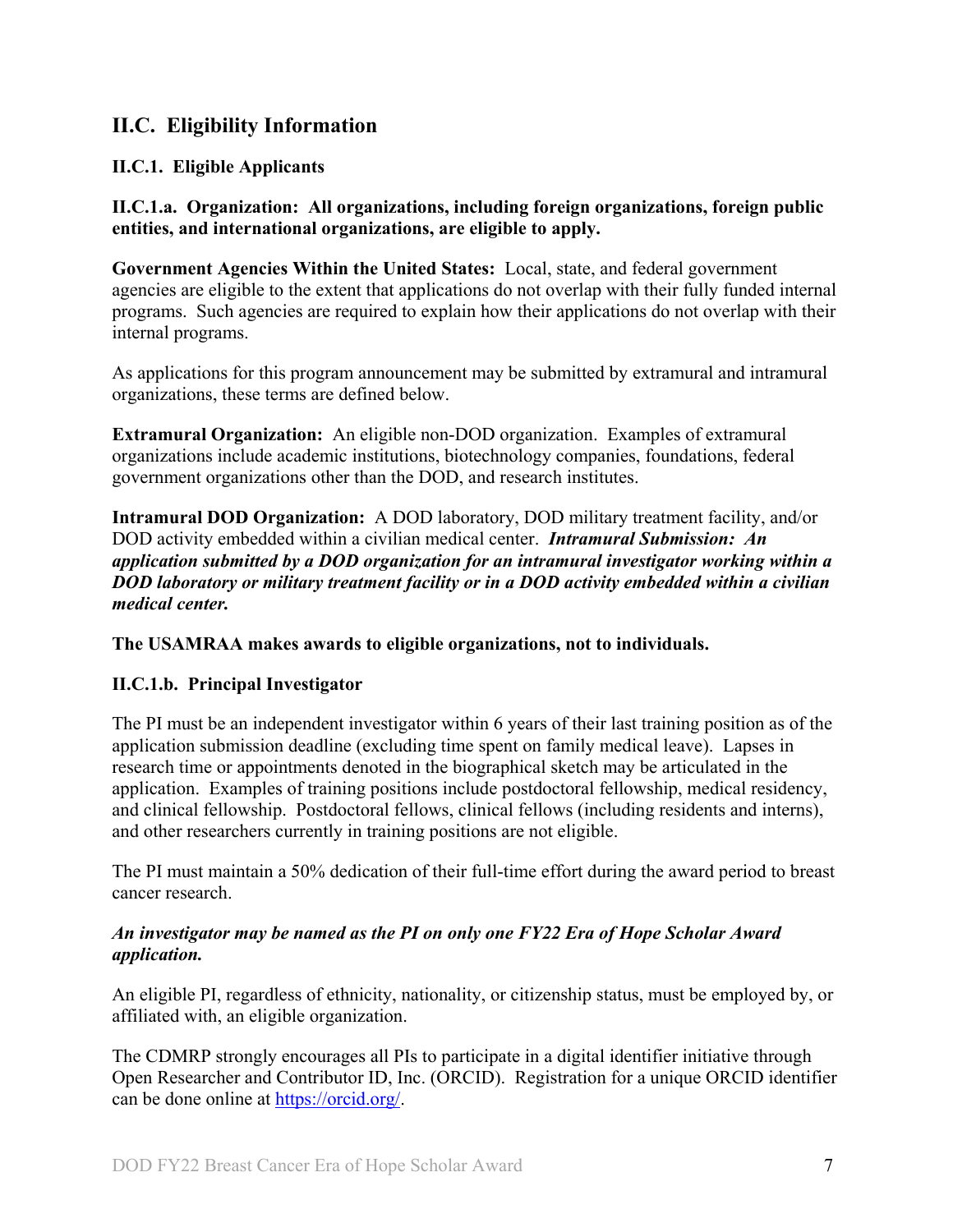## II.C. Eligibility Information

### II.C.1. Eligible Applicants

**II.C.1.a. Organization: All organizations, including foreign organizations, foreign public entities, and international organizations, are eligible to apply.**

**Government Agencies Within the United States:** Local, state, and federal government agencies are eligible to the extent that applications do not overlap with their fully funded internal programs. Such agencies are required to explain how their applications do not overlap with their internal programs.

As applications for this program announcement may be submitted by extramural and intramural organizations, these terms are defined below.

**Extramural Organization:** An eligible non-DOD organization. Examples of extramural organizations include academic institutions, biotechnology companies, foundations, federal government organizations other than the DOD, and research institutes.

**Intramural DOD Organization:** A DOD laboratory, DOD military treatment facility, and/or DOD activity embedded within a civilian medical center. ***Intramural Submission: An application submitted by a DOD organization for an intramural investigator working within a DOD laboratory or military treatment facility or in a DOD activity embedded within a civilian medical center.***

**The USAMRAA makes awards to eligible organizations, not to individuals.**

**II.C.1.b. Principal Investigator**

The PI must be an independent investigator within 6 years of their last training position as of the application submission deadline (excluding time spent on family medical leave). Lapses in research time or appointments denoted in the biographical sketch may be articulated in the application. Examples of training positions include postdoctoral fellowship, medical residency, and clinical fellowship. Postdoctoral fellows, clinical fellows (including residents and interns), and other researchers currently in training positions are not eligible.

The PI must maintain a 50% dedication of their full-time effort during the award period to breast cancer research.

***An investigator may be named as the PI on only one FY22 Era of Hope Scholar Award application.***

An eligible PI, regardless of ethnicity, nationality, or citizenship status, must be employed by, or affiliated with, an eligible organization.

The CDMRP strongly encourages all PIs to participate in a digital identifier initiative through Open Researcher and Contributor ID, Inc. (ORCID). Registration for a unique ORCID identifier can be done online at https://orcid.org/.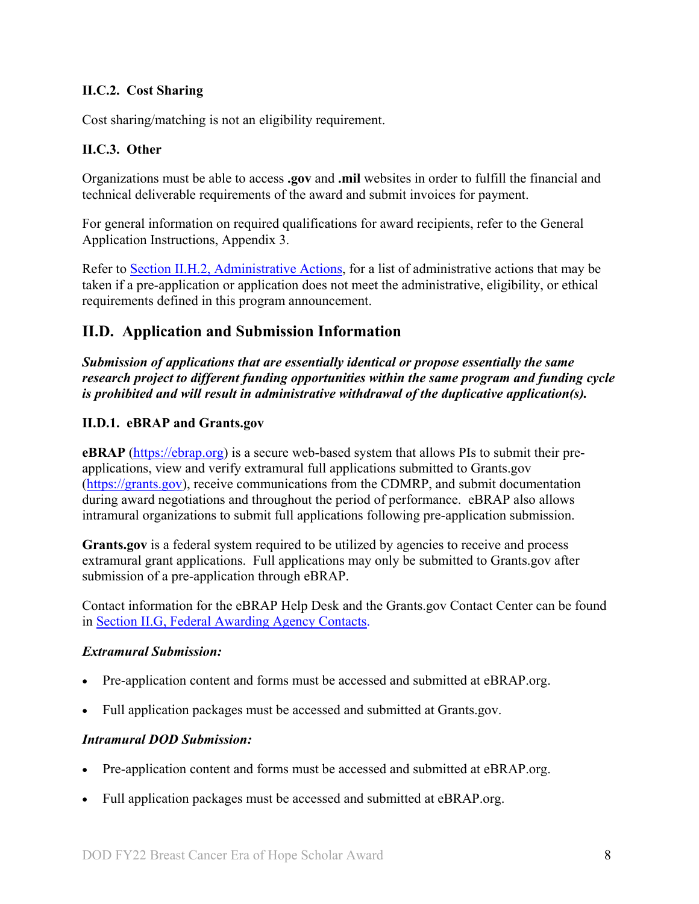### II.C.2. Cost Sharing

Cost sharing/matching is not an eligibility requirement.

### II.C.3. Other

Organizations must be able to access **.gov** and **.mil** websites in order to fulfill the financial and technical deliverable requirements of the award and submit invoices for payment.

For general information on required qualifications for award recipients, refer to the General Application Instructions, Appendix 3.

Refer to [Section II.H.2, Administrative Actions](#), for a list of administrative actions that may be taken if a pre-application or application does not meet the administrative, eligibility, or ethical requirements defined in this program announcement.

## II.D. Application and Submission Information

***Submission of applications that are essentially identical or propose essentially the same research project to different funding opportunities within the same program and funding cycle is prohibited and will result in administrative withdrawal of the duplicative application(s).***

### II.D.1. eBRAP and Grants.gov

**eBRAP** ([https://ebrap.org](https://ebrap.org)) is a secure web-based system that allows PIs to submit their pre-applications, view and verify extramural full applications submitted to Grants.gov ([https://grants.gov](https://grants.gov)), receive communications from the CDMRP, and submit documentation during award negotiations and throughout the period of performance. eBRAP also allows intramural organizations to submit full applications following pre-application submission.

**Grants.gov** is a federal system required to be utilized by agencies to receive and process extramural grant applications. Full applications may only be submitted to Grants.gov after submission of a pre-application through eBRAP.

Contact information for the eBRAP Help Desk and the Grants.gov Contact Center can be found in [Section II.G, Federal Awarding Agency Contacts](#).

***Extramural Submission:***

- Pre-application content and forms must be accessed and submitted at eBRAP.org.
- Full application packages must be accessed and submitted at Grants.gov.

***Intramural DOD Submission:***

- Pre-application content and forms must be accessed and submitted at eBRAP.org.
- Full application packages must be accessed and submitted at eBRAP.org.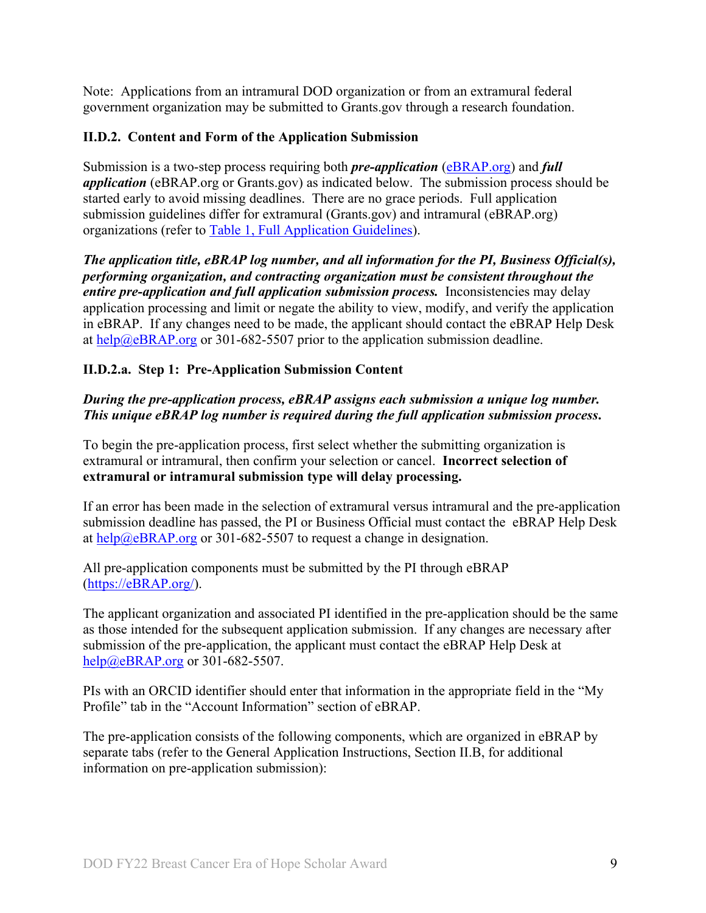Note: Applications from an intramural DOD organization or from an extramural federal government organization may be submitted to Grants.gov through a research foundation.

### II.D.2. Content and Form of the Application Submission

Submission is a two-step process requiring both ***pre-application*** (eBRAP.org) and ***full application*** (eBRAP.org or Grants.gov) as indicated below. The submission process should be started early to avoid missing deadlines. There are no grace periods. Full application submission guidelines differ for extramural (Grants.gov) and intramural (eBRAP.org) organizations (refer to Table 1, Full Application Guidelines).

***The application title, eBRAP log number, and all information for the PI, Business Official(s), performing organization, and contracting organization must be consistent throughout the entire pre-application and full application submission process.*** Inconsistencies may delay application processing and limit or negate the ability to view, modify, and verify the application in eBRAP. If any changes need to be made, the applicant should contact the eBRAP Help Desk at help@eBRAP.org or 301-682-5507 prior to the application submission deadline.

#### II.D.2.a. Step 1: Pre-Application Submission Content

***During the pre-application process, eBRAP assigns each submission a unique log number. This unique eBRAP log number is required during the full application submission process.***

To begin the pre-application process, first select whether the submitting organization is extramural or intramural, then confirm your selection or cancel. **Incorrect selection of extramural or intramural submission type will delay processing.**

If an error has been made in the selection of extramural versus intramural and the pre-application submission deadline has passed, the PI or Business Official must contact the eBRAP Help Desk at help@eBRAP.org or 301-682-5507 to request a change in designation.

All pre-application components must be submitted by the PI through eBRAP (https://eBRAP.org/).

The applicant organization and associated PI identified in the pre-application should be the same as those intended for the subsequent application submission. If any changes are necessary after submission of the pre-application, the applicant must contact the eBRAP Help Desk at help@eBRAP.org or 301-682-5507.

PIs with an ORCID identifier should enter that information in the appropriate field in the "My Profile" tab in the "Account Information" section of eBRAP.

The pre-application consists of the following components, which are organized in eBRAP by separate tabs (refer to the General Application Instructions, Section II.B, for additional information on pre-application submission):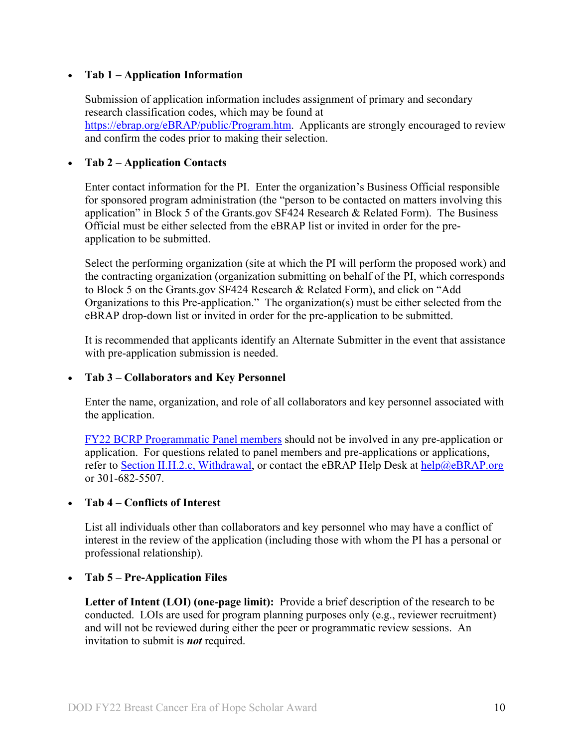- **Tab 1 – Application Information**

  Submission of application information includes assignment of primary and secondary research classification codes, which may be found at [https://ebrap.org/eBRAP/public/Program.htm](https://ebrap.org/eBRAP/public/Program.htm). Applicants are strongly encouraged to review and confirm the codes prior to making their selection.

- **Tab 2 – Application Contacts**

  Enter contact information for the PI. Enter the organization's Business Official responsible for sponsored program administration (the "person to be contacted on matters involving this application" in Block 5 of the Grants.gov SF424 Research & Related Form). The Business Official must be either selected from the eBRAP list or invited in order for the pre-application to be submitted.

  Select the performing organization (site at which the PI will perform the proposed work) and the contracting organization (organization submitting on behalf of the PI, which corresponds to Block 5 on the Grants.gov SF424 Research & Related Form), and click on "Add Organizations to this Pre-application." The organization(s) must be either selected from the eBRAP drop-down list or invited in order for the pre-application to be submitted.

  It is recommended that applicants identify an Alternate Submitter in the event that assistance with pre-application submission is needed.

- **Tab 3 – Collaborators and Key Personnel**

  Enter the name, organization, and role of all collaborators and key personnel associated with the application.

  FY22 BCRP Programmatic Panel members should not be involved in any pre-application or application. For questions related to panel members and pre-applications or applications, refer to Section II.H.2.c, Withdrawal, or contact the eBRAP Help Desk at help@eBRAP.org or 301-682-5507.

- **Tab 4 – Conflicts of Interest**

  List all individuals other than collaborators and key personnel who may have a conflict of interest in the review of the application (including those with whom the PI has a personal or professional relationship).

- **Tab 5 – Pre-Application Files**

  **Letter of Intent (LOI) (one-page limit):** Provide a brief description of the research to be conducted. LOIs are used for program planning purposes only (e.g., reviewer recruitment) and will not be reviewed during either the peer or programmatic review sessions. An invitation to submit is ***not*** required.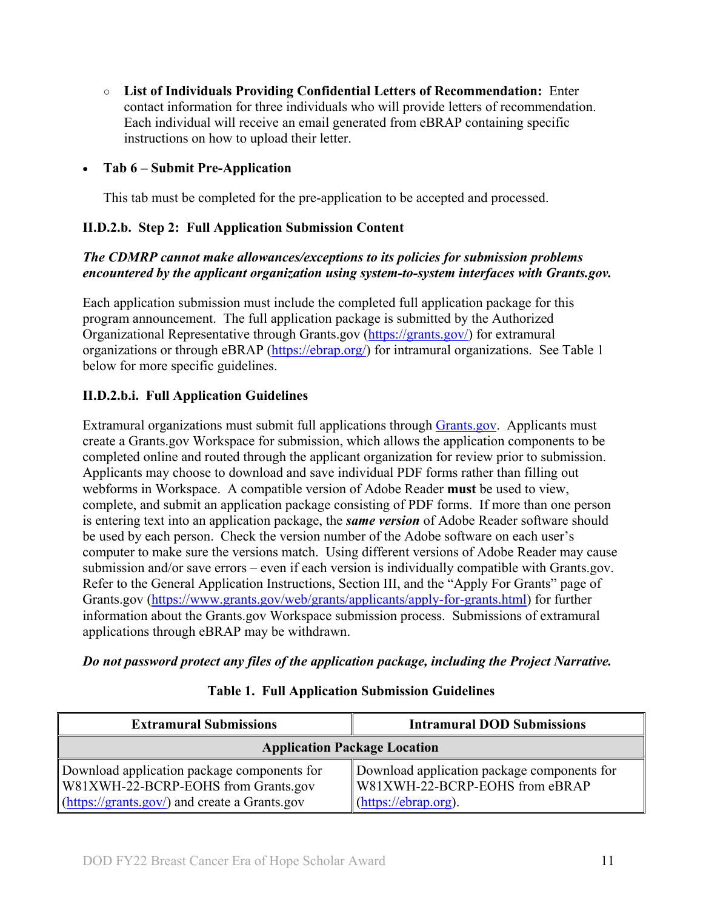- ○ **List of Individuals Providing Confidential Letters of Recommendation:** Enter contact information for three individuals who will provide letters of recommendation. Each individual will receive an email generated from eBRAP containing specific instructions on how to upload their letter.

- **Tab 6 – Submit Pre-Application**

  This tab must be completed for the pre-application to be accepted and processed.

### II.D.2.b. Step 2: Full Application Submission Content

***The CDMRP cannot make allowances/exceptions to its policies for submission problems encountered by the applicant organization using system-to-system interfaces with Grants.gov.***

Each application submission must include the completed full application package for this program announcement. The full application package is submitted by the Authorized Organizational Representative through Grants.gov (https://grants.gov/) for extramural organizations or through eBRAP (https://ebrap.org/) for intramural organizations. See Table 1 below for more specific guidelines.

### II.D.2.b.i. Full Application Guidelines

Extramural organizations must submit full applications through Grants.gov. Applicants must create a Grants.gov Workspace for submission, which allows the application components to be completed online and routed through the applicant organization for review prior to submission. Applicants may choose to download and save individual PDF forms rather than filling out webforms in Workspace. A compatible version of Adobe Reader **must** be used to view, complete, and submit an application package consisting of PDF forms. If more than one person is entering text into an application package, the ***same version*** of Adobe Reader software should be used by each person. Check the version number of the Adobe software on each user's computer to make sure the versions match. Using different versions of Adobe Reader may cause submission and/or save errors – even if each version is individually compatible with Grants.gov. Refer to the General Application Instructions, Section III, and the "Apply For Grants" page of Grants.gov (https://www.grants.gov/web/grants/applicants/apply-for-grants.html) for further information about the Grants.gov Workspace submission process. Submissions of extramural applications through eBRAP may be withdrawn.

***Do not password protect any files of the application package, including the Project Narrative.***

**Table 1. Full Application Submission Guidelines**

| Extramural Submissions | Intramural DOD Submissions |
|---|---|
| **Application Package Location** | |
| Download application package components for W81XWH-22-BCRP-EOHS from Grants.gov (https://grants.gov/) and create a Grants.gov | Download application package components for W81XWH-22-BCRP-EOHS from eBRAP (https://ebrap.org). |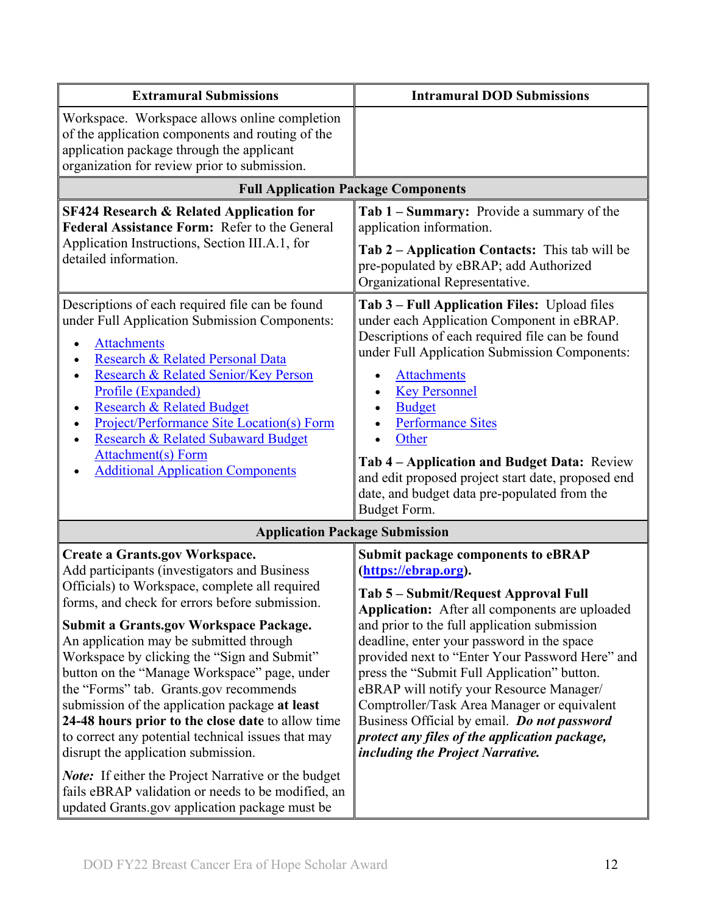| Extramural Submissions | Intramural DOD Submissions |
|---|---|
| Workspace. Workspace allows online completion of the application components and routing of the application package through the applicant organization for review prior to submission. | |
| **Full Application Package Components** | |
| **SF424 Research & Related Application for Federal Assistance Form:** Refer to the General Application Instructions, Section III.A.1, for detailed information. | **Tab 1 – Summary:** Provide a summary of the application information.<br><br>**Tab 2 – Application Contacts:** This tab will be pre-populated by eBRAP; add Authorized Organizational Representative. |
| Descriptions of each required file can be found under Full Application Submission Components:<br>• Attachments<br>• Research & Related Personal Data<br>• Research & Related Senior/Key Person Profile (Expanded)<br>• Research & Related Budget<br>• Project/Performance Site Location(s) Form<br>• Research & Related Subaward Budget Attachment(s) Form<br>• Additional Application Components | **Tab 3 – Full Application Files:** Upload files under each Application Component in eBRAP. Descriptions of each required file can be found under Full Application Submission Components:<br>• Attachments<br>• Key Personnel<br>• Budget<br>• Performance Sites<br>• Other<br><br>**Tab 4 – Application and Budget Data:** Review and edit proposed project start date, proposed end date, and budget data pre-populated from the Budget Form. |
| **Application Package Submission** | |
| **Create a Grants.gov Workspace.** Add participants (investigators and Business Officials) to Workspace, complete all required forms, and check for errors before submission.<br><br>**Submit a Grants.gov Workspace Package.** An application may be submitted through Workspace by clicking the "Sign and Submit" button on the "Manage Workspace" page, under the "Forms" tab. Grants.gov recommends submission of the application package **at least 24-48 hours prior to the close date** to allow time to correct any potential technical issues that may disrupt the application submission.<br><br>***Note:*** If either the Project Narrative or the budget fails eBRAP validation or needs to be modified, an updated Grants.gov application package must be | **Submit package components to eBRAP (https://ebrap.org).**<br><br>**Tab 5 – Submit/Request Approval Full Application:** After all components are uploaded and prior to the full application submission deadline, enter your password in the space provided next to "Enter Your Password Here" and press the "Submit Full Application" button. eBRAP will notify your Resource Manager/ Comptroller/Task Area Manager or equivalent Business Official by email. ***Do not password protect any files of the application package, including the Project Narrative.*** |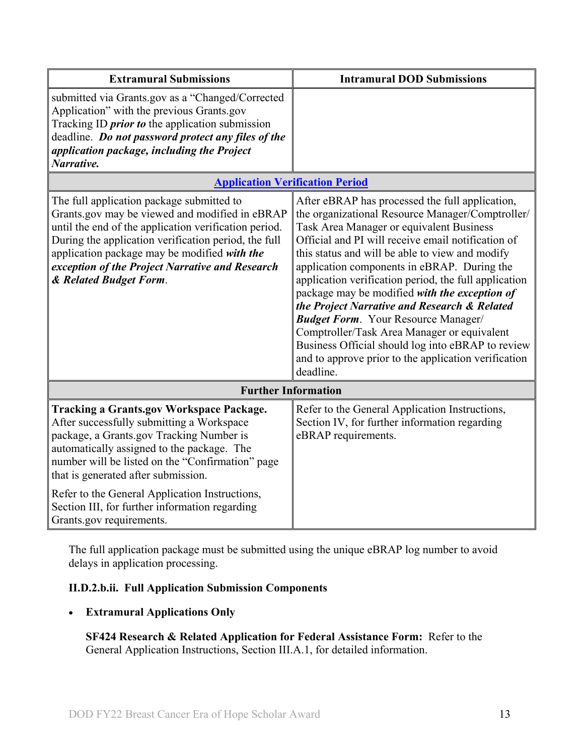| Extramural Submissions | Intramural DOD Submissions |
|---|---|
| submitted via Grants.gov as a "Changed/Corrected Application" with the previous Grants.gov Tracking ID ***prior to*** the application submission deadline. ***Do not password protect any files of the application package, including the Project Narrative.*** | |
| **[Application Verification Period]()** | |
| The full application package submitted to Grants.gov may be viewed and modified in eBRAP until the end of the application verification period. During the application verification period, the full application package may be modified ***with the exception of the Project Narrative and Research & Related Budget Form***. | After eBRAP has processed the full application, the organizational Resource Manager/Comptroller/ Task Area Manager or equivalent Business Official and PI will receive email notification of this status and will be able to view and modify application components in eBRAP. During the application verification period, the full application package may be modified ***with the exception of the Project Narrative and Research & Related Budget Form***. Your Resource Manager/ Comptroller/Task Area Manager or equivalent Business Official should log into eBRAP to review and to approve prior to the application verification deadline. |
| **Further Information** | |
| **Tracking a Grants.gov Workspace Package.** After successfully submitting a Workspace package, a Grants.gov Tracking Number is automatically assigned to the package. The number will be listed on the "Confirmation" page that is generated after submission.<br><br>Refer to the General Application Instructions, Section III, for further information regarding Grants.gov requirements. | Refer to the General Application Instructions, Section IV, for further information regarding eBRAP requirements. |

The full application package must be submitted using the unique eBRAP log number to avoid delays in application processing.

#### II.D.2.b.ii. Full Application Submission Components

- **Extramural Applications Only**

  **SF424 Research & Related Application for Federal Assistance Form:** Refer to the General Application Instructions, Section III.A.1, for detailed information.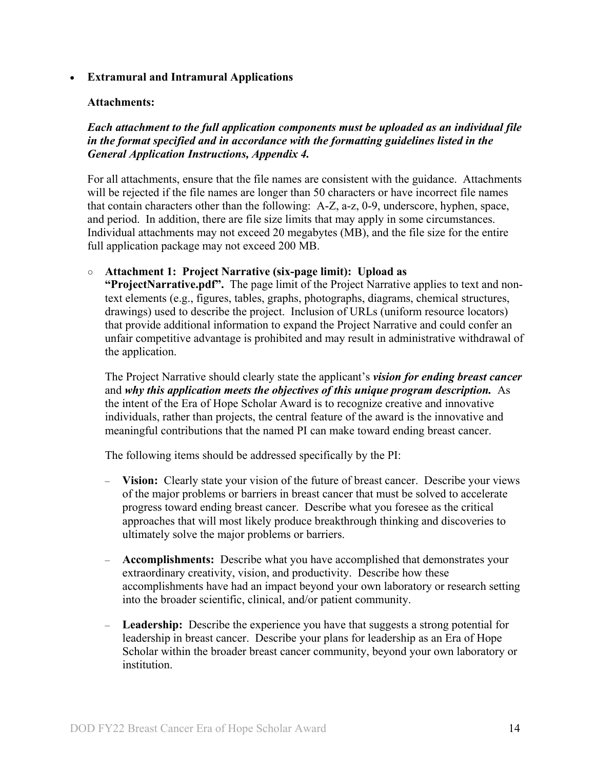- **Extramural and Intramural Applications**

  **Attachments:**

  ***Each attachment to the full application components must be uploaded as an individual file in the format specified and in accordance with the formatting guidelines listed in the General Application Instructions, Appendix 4.***

  For all attachments, ensure that the file names are consistent with the guidance. Attachments will be rejected if the file names are longer than 50 characters or have incorrect file names that contain characters other than the following: A-Z, a-z, 0-9, underscore, hyphen, space, and period. In addition, there are file size limits that may apply in some circumstances. Individual attachments may not exceed 20 megabytes (MB), and the file size for the entire full application package may not exceed 200 MB.

  - **Attachment 1: Project Narrative (six-page limit): Upload as "ProjectNarrative.pdf".** The page limit of the Project Narrative applies to text and non-text elements (e.g., figures, tables, graphs, photographs, diagrams, chemical structures, drawings) used to describe the project. Inclusion of URLs (uniform resource locators) that provide additional information to expand the Project Narrative and could confer an unfair competitive advantage is prohibited and may result in administrative withdrawal of the application.

    The Project Narrative should clearly state the applicant's ***vision for ending breast cancer*** and ***why this application meets the objectives of this unique program description.*** As the intent of the Era of Hope Scholar Award is to recognize creative and innovative individuals, rather than projects, the central feature of the award is the innovative and meaningful contributions that the named PI can make toward ending breast cancer.

    The following items should be addressed specifically by the PI:

    - **Vision:** Clearly state your vision of the future of breast cancer. Describe your views of the major problems or barriers in breast cancer that must be solved to accelerate progress toward ending breast cancer. Describe what you foresee as the critical approaches that will most likely produce breakthrough thinking and discoveries to ultimately solve the major problems or barriers.

    - **Accomplishments:** Describe what you have accomplished that demonstrates your extraordinary creativity, vision, and productivity. Describe how these accomplishments have had an impact beyond your own laboratory or research setting into the broader scientific, clinical, and/or patient community.

    - **Leadership:** Describe the experience you have that suggests a strong potential for leadership in breast cancer. Describe your plans for leadership as an Era of Hope Scholar within the broader breast cancer community, beyond your own laboratory or institution.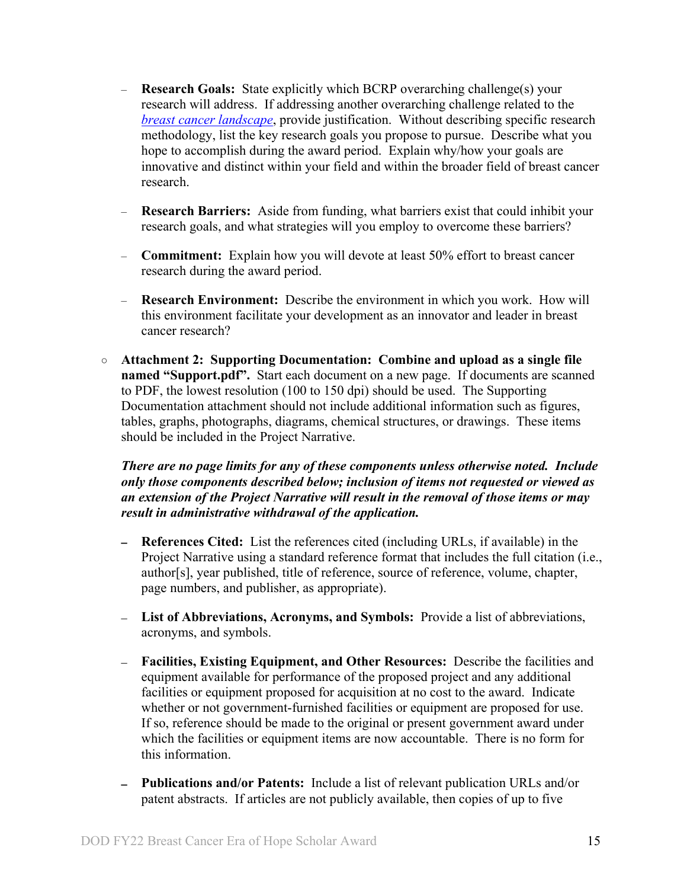- **Research Goals:** State explicitly which BCRP overarching challenge(s) your research will address. If addressing another overarching challenge related to the *breast cancer landscape*, provide justification. Without describing specific research methodology, list the key research goals you propose to pursue. Describe what you hope to accomplish during the award period. Explain why/how your goals are innovative and distinct within your field and within the broader field of breast cancer research.

- **Research Barriers:** Aside from funding, what barriers exist that could inhibit your research goals, and what strategies will you employ to overcome these barriers?

- **Commitment:** Explain how you will devote at least 50% effort to breast cancer research during the award period.

- **Research Environment:** Describe the environment in which you work. How will this environment facilitate your development as an innovator and leader in breast cancer research?

○ **Attachment 2: Supporting Documentation: Combine and upload as a single file named "Support.pdf".** Start each document on a new page. If documents are scanned to PDF, the lowest resolution (100 to 150 dpi) should be used. The Supporting Documentation attachment should not include additional information such as figures, tables, graphs, photographs, diagrams, chemical structures, or drawings. These items should be included in the Project Narrative.

***There are no page limits for any of these components unless otherwise noted. Include only those components described below; inclusion of items not requested or viewed as an extension of the Project Narrative will result in the removal of those items or may result in administrative withdrawal of the application.***

- **References Cited:** List the references cited (including URLs, if available) in the Project Narrative using a standard reference format that includes the full citation (i.e., author[s], year published, title of reference, source of reference, volume, chapter, page numbers, and publisher, as appropriate).

- **List of Abbreviations, Acronyms, and Symbols:** Provide a list of abbreviations, acronyms, and symbols.

- **Facilities, Existing Equipment, and Other Resources:** Describe the facilities and equipment available for performance of the proposed project and any additional facilities or equipment proposed for acquisition at no cost to the award. Indicate whether or not government-furnished facilities or equipment are proposed for use. If so, reference should be made to the original or present government award under which the facilities or equipment items are now accountable. There is no form for this information.

- **Publications and/or Patents:** Include a list of relevant publication URLs and/or patent abstracts. If articles are not publicly available, then copies of up to five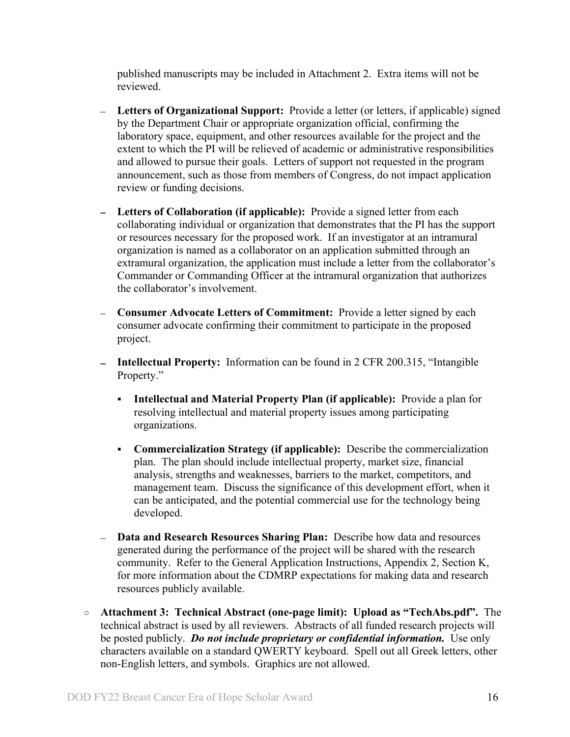published manuscripts may be included in Attachment 2. Extra items will not be reviewed.

- **Letters of Organizational Support:** Provide a letter (or letters, if applicable) signed by the Department Chair or appropriate organization official, confirming the laboratory space, equipment, and other resources available for the project and the extent to which the PI will be relieved of academic or administrative responsibilities and allowed to pursue their goals. Letters of support not requested in the program announcement, such as those from members of Congress, do not impact application review or funding decisions.

- **Letters of Collaboration (if applicable):** Provide a signed letter from each collaborating individual or organization that demonstrates that the PI has the support or resources necessary for the proposed work. If an investigator at an intramural organization is named as a collaborator on an application submitted through an extramural organization, the application must include a letter from the collaborator's Commander or Commanding Officer at the intramural organization that authorizes the collaborator's involvement.

- **Consumer Advocate Letters of Commitment:** Provide a letter signed by each consumer advocate confirming their commitment to participate in the proposed project.

- **Intellectual Property:** Information can be found in 2 CFR 200.315, "Intangible Property."

  - **Intellectual and Material Property Plan (if applicable):** Provide a plan for resolving intellectual and material property issues among participating organizations.

  - **Commercialization Strategy (if applicable):** Describe the commercialization plan. The plan should include intellectual property, market size, financial analysis, strengths and weaknesses, barriers to the market, competitors, and management team. Discuss the significance of this development effort, when it can be anticipated, and the potential commercial use for the technology being developed.

- **Data and Research Resources Sharing Plan:** Describe how data and resources generated during the performance of the project will be shared with the research community. Refer to the General Application Instructions, Appendix 2, Section K, for more information about the CDMRP expectations for making data and research resources publicly available.

○ **Attachment 3: Technical Abstract (one-page limit): Upload as "TechAbs.pdf".** The technical abstract is used by all reviewers. Abstracts of all funded research projects will be posted publicly. ***Do not include proprietary or confidential information.*** Use only characters available on a standard QWERTY keyboard. Spell out all Greek letters, other non-English letters, and symbols. Graphics are not allowed.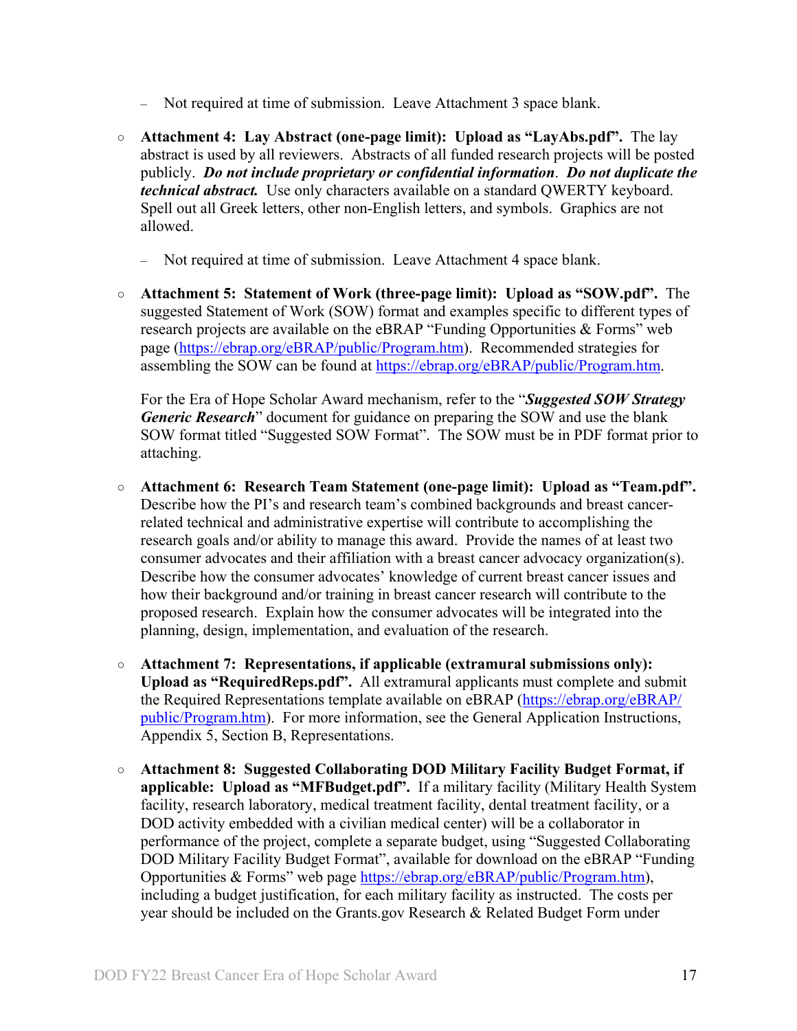- Not required at time of submission. Leave Attachment 3 space blank.

- **Attachment 4: Lay Abstract (one-page limit): Upload as "LayAbs.pdf".** The lay abstract is used by all reviewers. Abstracts of all funded research projects will be posted publicly. ***Do not include proprietary or confidential information***. ***Do not duplicate the technical abstract.*** Use only characters available on a standard QWERTY keyboard. Spell out all Greek letters, other non-English letters, and symbols. Graphics are not allowed.

  - Not required at time of submission. Leave Attachment 4 space blank.

- **Attachment 5: Statement of Work (three-page limit): Upload as "SOW.pdf".** The suggested Statement of Work (SOW) format and examples specific to different types of research projects are available on the eBRAP "Funding Opportunities & Forms" web page (https://ebrap.org/eBRAP/public/Program.htm). Recommended strategies for assembling the SOW can be found at https://ebrap.org/eBRAP/public/Program.htm.

  For the Era of Hope Scholar Award mechanism, refer to the "***Suggested SOW Strategy Generic Research***" document for guidance on preparing the SOW and use the blank SOW format titled "Suggested SOW Format". The SOW must be in PDF format prior to attaching.

- **Attachment 6: Research Team Statement (one-page limit): Upload as "Team.pdf".** Describe how the PI's and research team's combined backgrounds and breast cancer-related technical and administrative expertise will contribute to accomplishing the research goals and/or ability to manage this award. Provide the names of at least two consumer advocates and their affiliation with a breast cancer advocacy organization(s). Describe how the consumer advocates' knowledge of current breast cancer issues and how their background and/or training in breast cancer research will contribute to the proposed research. Explain how the consumer advocates will be integrated into the planning, design, implementation, and evaluation of the research.

- **Attachment 7: Representations, if applicable (extramural submissions only): Upload as "RequiredReps.pdf".** All extramural applicants must complete and submit the Required Representations template available on eBRAP (https://ebrap.org/eBRAP/public/Program.htm). For more information, see the General Application Instructions, Appendix 5, Section B, Representations.

- **Attachment 8: Suggested Collaborating DOD Military Facility Budget Format, if applicable: Upload as "MFBudget.pdf".** If a military facility (Military Health System facility, research laboratory, medical treatment facility, dental treatment facility, or a DOD activity embedded with a civilian medical center) will be a collaborator in performance of the project, complete a separate budget, using "Suggested Collaborating DOD Military Facility Budget Format", available for download on the eBRAP "Funding Opportunities & Forms" web page https://ebrap.org/eBRAP/public/Program.htm), including a budget justification, for each military facility as instructed. The costs per year should be included on the Grants.gov Research & Related Budget Form under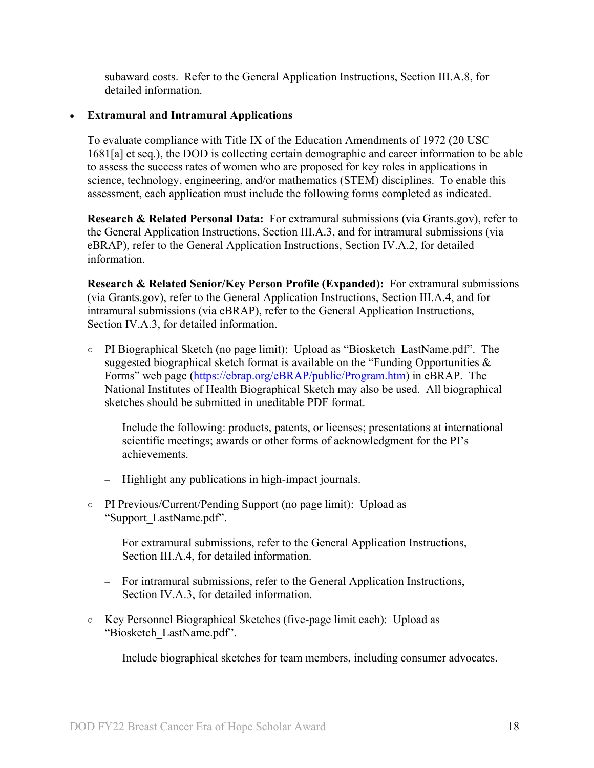subaward costs. Refer to the General Application Instructions, Section III.A.8, for detailed information.

- **Extramural and Intramural Applications**

  To evaluate compliance with Title IX of the Education Amendments of 1972 (20 USC 1681[a] et seq.), the DOD is collecting certain demographic and career information to be able to assess the success rates of women who are proposed for key roles in applications in science, technology, engineering, and/or mathematics (STEM) disciplines. To enable this assessment, each application must include the following forms completed as indicated.

  **Research & Related Personal Data:** For extramural submissions (via Grants.gov), refer to the General Application Instructions, Section III.A.3, and for intramural submissions (via eBRAP), refer to the General Application Instructions, Section IV.A.2, for detailed information.

  **Research & Related Senior/Key Person Profile (Expanded):** For extramural submissions (via Grants.gov), refer to the General Application Instructions, Section III.A.4, and for intramural submissions (via eBRAP), refer to the General Application Instructions, Section IV.A.3, for detailed information.

  - PI Biographical Sketch (no page limit): Upload as "Biosketch_LastName.pdf". The suggested biographical sketch format is available on the "Funding Opportunities & Forms" web page (https://ebrap.org/eBRAP/public/Program.htm) in eBRAP. The National Institutes of Health Biographical Sketch may also be used. All biographical sketches should be submitted in uneditable PDF format.

    - Include the following: products, patents, or licenses; presentations at international scientific meetings; awards or other forms of acknowledgment for the PI's achievements.

    - Highlight any publications in high-impact journals.

  - PI Previous/Current/Pending Support (no page limit): Upload as "Support_LastName.pdf".

    - For extramural submissions, refer to the General Application Instructions, Section III.A.4, for detailed information.

    - For intramural submissions, refer to the General Application Instructions, Section IV.A.3, for detailed information.

  - Key Personnel Biographical Sketches (five-page limit each): Upload as "Biosketch_LastName.pdf".

    - Include biographical sketches for team members, including consumer advocates.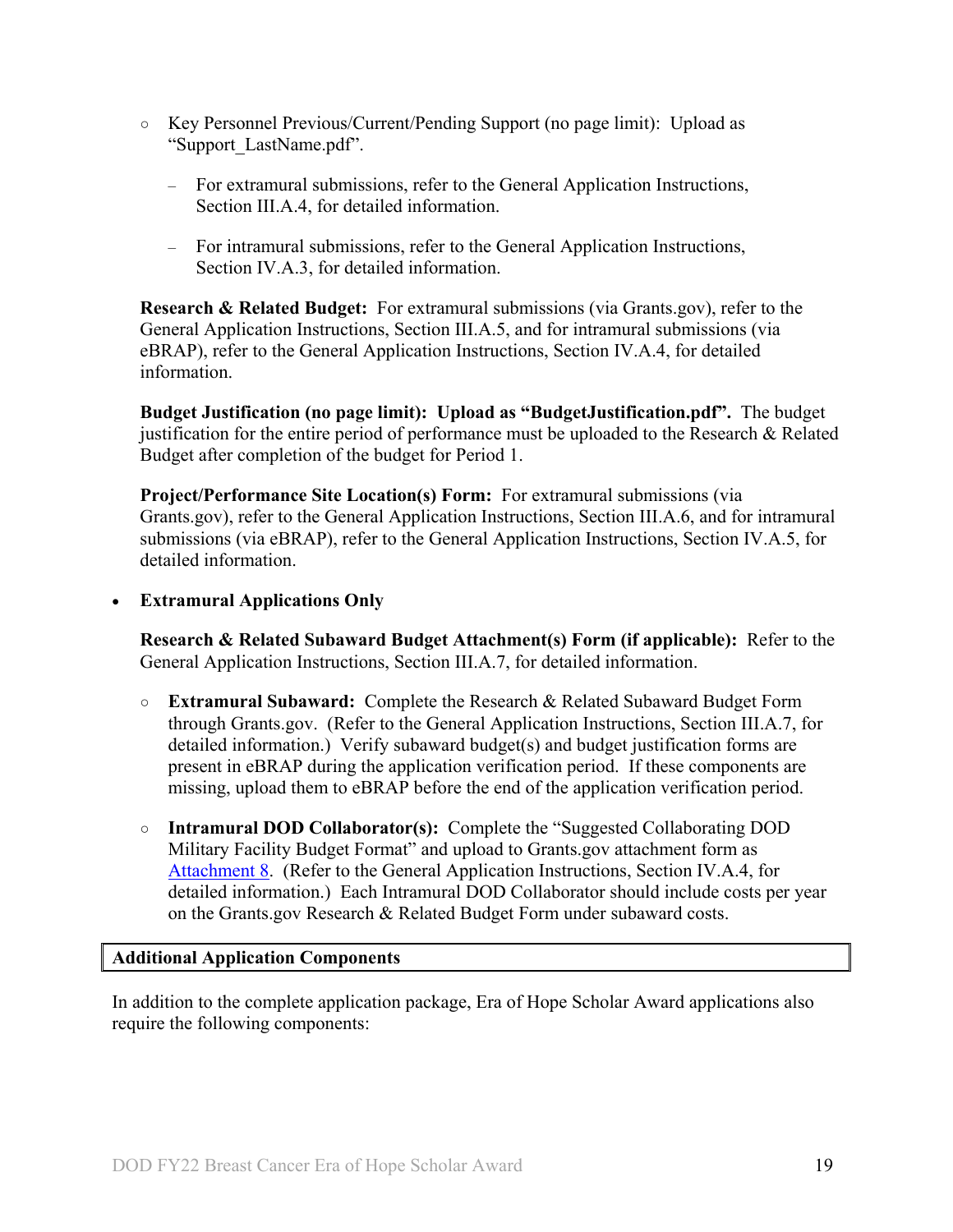- Key Personnel Previous/Current/Pending Support (no page limit): Upload as "Support_LastName.pdf".
  - For extramural submissions, refer to the General Application Instructions, Section III.A.4, for detailed information.
  - For intramural submissions, refer to the General Application Instructions, Section IV.A.3, for detailed information.

**Research & Related Budget:** For extramural submissions (via Grants.gov), refer to the General Application Instructions, Section III.A.5, and for intramural submissions (via eBRAP), refer to the General Application Instructions, Section IV.A.4, for detailed information.

**Budget Justification (no page limit): Upload as "BudgetJustification.pdf".** The budget justification for the entire period of performance must be uploaded to the Research & Related Budget after completion of the budget for Period 1.

**Project/Performance Site Location(s) Form:** For extramural submissions (via Grants.gov), refer to the General Application Instructions, Section III.A.6, and for intramural submissions (via eBRAP), refer to the General Application Instructions, Section IV.A.5, for detailed information.

- **Extramural Applications Only**

  **Research & Related Subaward Budget Attachment(s) Form (if applicable):** Refer to the General Application Instructions, Section III.A.7, for detailed information.

  - **Extramural Subaward:** Complete the Research & Related Subaward Budget Form through Grants.gov. (Refer to the General Application Instructions, Section III.A.7, for detailed information.) Verify subaward budget(s) and budget justification forms are present in eBRAP during the application verification period. If these components are missing, upload them to eBRAP before the end of the application verification period.
  - **Intramural DOD Collaborator(s):** Complete the "Suggested Collaborating DOD Military Facility Budget Format" and upload to Grants.gov attachment form as Attachment 8. (Refer to the General Application Instructions, Section IV.A.4, for detailed information.) Each Intramural DOD Collaborator should include costs per year on the Grants.gov Research & Related Budget Form under subaward costs.

**Additional Application Components**

In addition to the complete application package, Era of Hope Scholar Award applications also require the following components: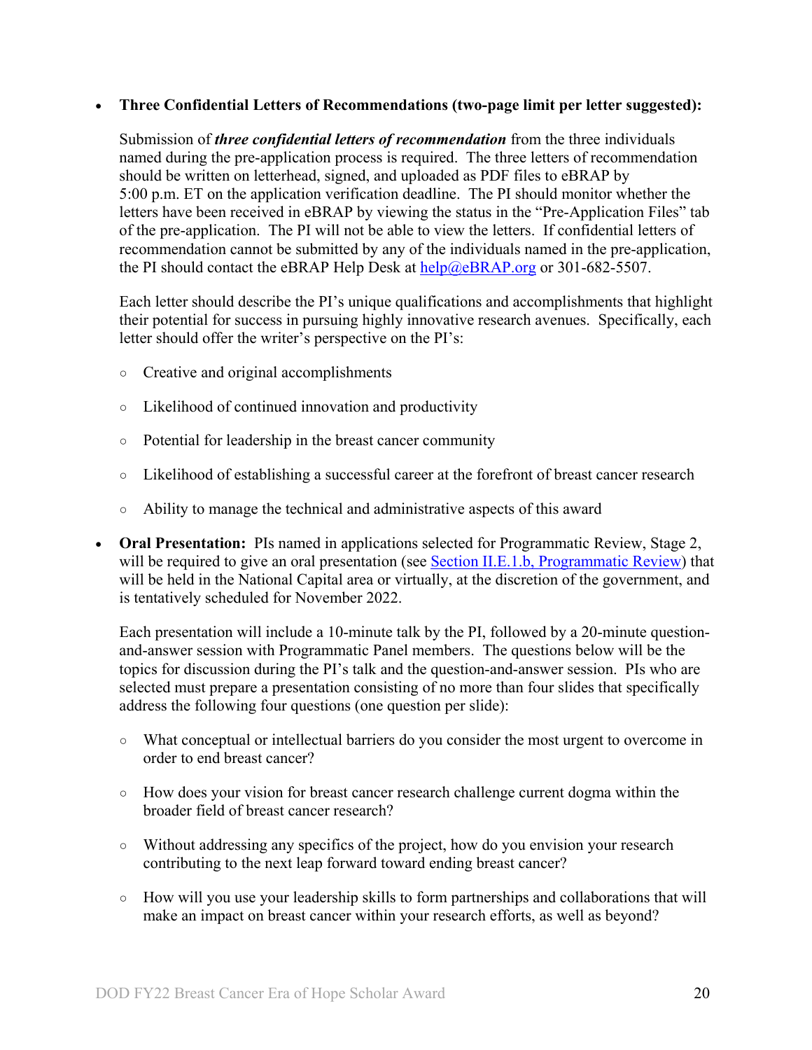- **Three Confidential Letters of Recommendations (two-page limit per letter suggested):**

  Submission of ***three confidential letters of recommendation*** from the three individuals named during the pre-application process is required. The three letters of recommendation should be written on letterhead, signed, and uploaded as PDF files to eBRAP by 5:00 p.m. ET on the application verification deadline. The PI should monitor whether the letters have been received in eBRAP by viewing the status in the "Pre-Application Files" tab of the pre-application. The PI will not be able to view the letters. If confidential letters of recommendation cannot be submitted by any of the individuals named in the pre-application, the PI should contact the eBRAP Help Desk at help@eBRAP.org or 301-682-5507.

  Each letter should describe the PI's unique qualifications and accomplishments that highlight their potential for success in pursuing highly innovative research avenues. Specifically, each letter should offer the writer's perspective on the PI's:

  - Creative and original accomplishments
  - Likelihood of continued innovation and productivity
  - Potential for leadership in the breast cancer community
  - Likelihood of establishing a successful career at the forefront of breast cancer research
  - Ability to manage the technical and administrative aspects of this award

- **Oral Presentation:** PIs named in applications selected for Programmatic Review, Stage 2, will be required to give an oral presentation (see Section II.E.1.b, Programmatic Review) that will be held in the National Capital area or virtually, at the discretion of the government, and is tentatively scheduled for November 2022.

  Each presentation will include a 10-minute talk by the PI, followed by a 20-minute question-and-answer session with Programmatic Panel members. The questions below will be the topics for discussion during the PI's talk and the question-and-answer session. PIs who are selected must prepare a presentation consisting of no more than four slides that specifically address the following four questions (one question per slide):

  - What conceptual or intellectual barriers do you consider the most urgent to overcome in order to end breast cancer?
  - How does your vision for breast cancer research challenge current dogma within the broader field of breast cancer research?
  - Without addressing any specifics of the project, how do you envision your research contributing to the next leap forward toward ending breast cancer?
  - How will you use your leadership skills to form partnerships and collaborations that will make an impact on breast cancer within your research efforts, as well as beyond?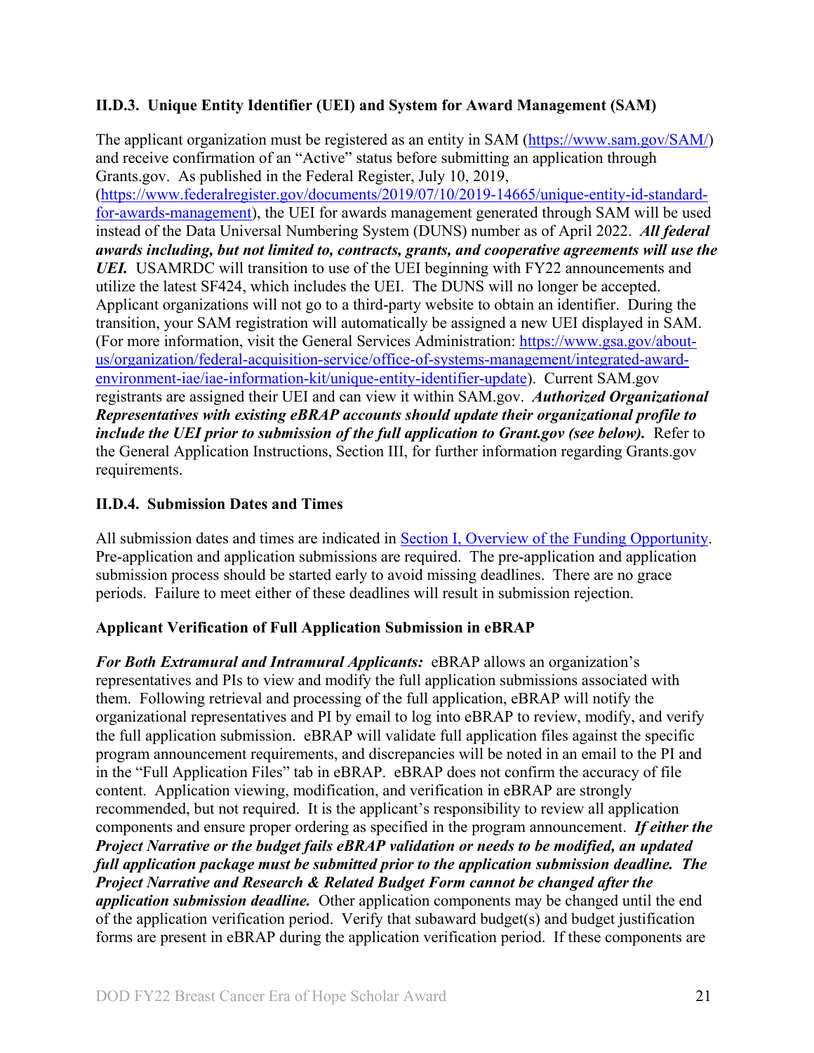### II.D.3. Unique Entity Identifier (UEI) and System for Award Management (SAM)

The applicant organization must be registered as an entity in SAM ([https://www.sam.gov/SAM/](https://www.sam.gov/SAM/)) and receive confirmation of an "Active" status before submitting an application through Grants.gov. As published in the Federal Register, July 10, 2019, ([https://www.federalregister.gov/documents/2019/07/10/2019-14665/unique-entity-id-standard-for-awards-management](https://www.federalregister.gov/documents/2019/07/10/2019-14665/unique-entity-id-standard-for-awards-management)), the UEI for awards management generated through SAM will be used instead of the Data Universal Numbering System (DUNS) number as of April 2022. ***All federal awards including, but not limited to, contracts, grants, and cooperative agreements will use the UEI.*** USAMRDC will transition to use of the UEI beginning with FY22 announcements and utilize the latest SF424, which includes the UEI. The DUNS will no longer be accepted. Applicant organizations will not go to a third-party website to obtain an identifier. During the transition, your SAM registration will automatically be assigned a new UEI displayed in SAM. (For more information, visit the General Services Administration: [https://www.gsa.gov/about-us/organization/federal-acquisition-service/office-of-systems-management/integrated-award-environment-iae/iae-information-kit/unique-entity-identifier-update](https://www.gsa.gov/about-us/organization/federal-acquisition-service/office-of-systems-management/integrated-award-environment-iae/iae-information-kit/unique-entity-identifier-update)). Current SAM.gov registrants are assigned their UEI and can view it within SAM.gov. ***Authorized Organizational Representatives with existing eBRAP accounts should update their organizational profile to include the UEI prior to submission of the full application to Grant.gov (see below).*** Refer to the General Application Instructions, Section III, for further information regarding Grants.gov requirements.

### II.D.4. Submission Dates and Times

All submission dates and times are indicated in [Section I, Overview of the Funding Opportunity](#). Pre-application and application submissions are required. The pre-application and application submission process should be started early to avoid missing deadlines. There are no grace periods. Failure to meet either of these deadlines will result in submission rejection.

**Applicant Verification of Full Application Submission in eBRAP**

***For Both Extramural and Intramural Applicants:*** eBRAP allows an organization's representatives and PIs to view and modify the full application submissions associated with them. Following retrieval and processing of the full application, eBRAP will notify the organizational representatives and PI by email to log into eBRAP to review, modify, and verify the full application submission. eBRAP will validate full application files against the specific program announcement requirements, and discrepancies will be noted in an email to the PI and in the "Full Application Files" tab in eBRAP. eBRAP does not confirm the accuracy of file content. Application viewing, modification, and verification in eBRAP are strongly recommended, but not required. It is the applicant's responsibility to review all application components and ensure proper ordering as specified in the program announcement. ***If either the Project Narrative or the budget fails eBRAP validation or needs to be modified, an updated full application package must be submitted prior to the application submission deadline. The Project Narrative and Research & Related Budget Form cannot be changed after the application submission deadline.*** Other application components may be changed until the end of the application verification period. Verify that subaward budget(s) and budget justification forms are present in eBRAP during the application verification period. If these components are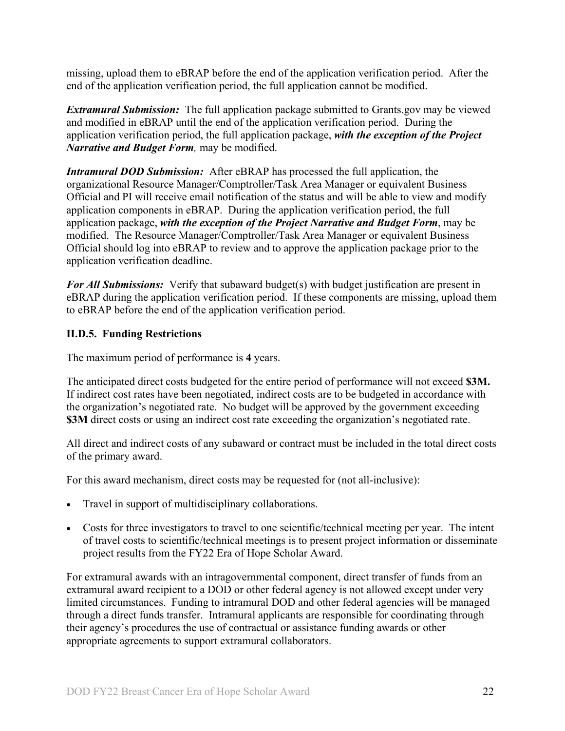missing, upload them to eBRAP before the end of the application verification period. After the end of the application verification period, the full application cannot be modified.

***Extramural Submission:*** The full application package submitted to Grants.gov may be viewed and modified in eBRAP until the end of the application verification period. During the application verification period, the full application package, ***with the exception of the Project Narrative and Budget Form,*** may be modified.

***Intramural DOD Submission:*** After eBRAP has processed the full application, the organizational Resource Manager/Comptroller/Task Area Manager or equivalent Business Official and PI will receive email notification of the status and will be able to view and modify application components in eBRAP. During the application verification period, the full application package, ***with the exception of the Project Narrative and Budget Form***, may be modified. The Resource Manager/Comptroller/Task Area Manager or equivalent Business Official should log into eBRAP to review and to approve the application package prior to the application verification deadline.

***For All Submissions:*** Verify that subaward budget(s) with budget justification are present in eBRAP during the application verification period. If these components are missing, upload them to eBRAP before the end of the application verification period.

### II.D.5. Funding Restrictions

The maximum period of performance is **4** years.

The anticipated direct costs budgeted for the entire period of performance will not exceed **$3M.** If indirect cost rates have been negotiated, indirect costs are to be budgeted in accordance with the organization's negotiated rate. No budget will be approved by the government exceeding **$3M** direct costs or using an indirect cost rate exceeding the organization's negotiated rate.

All direct and indirect costs of any subaward or contract must be included in the total direct costs of the primary award.

For this award mechanism, direct costs may be requested for (not all-inclusive):

- Travel in support of multidisciplinary collaborations.
- Costs for three investigators to travel to one scientific/technical meeting per year. The intent of travel costs to scientific/technical meetings is to present project information or disseminate project results from the FY22 Era of Hope Scholar Award.

For extramural awards with an intragovernmental component, direct transfer of funds from an extramural award recipient to a DOD or other federal agency is not allowed except under very limited circumstances. Funding to intramural DOD and other federal agencies will be managed through a direct funds transfer. Intramural applicants are responsible for coordinating through their agency's procedures the use of contractual or assistance funding awards or other appropriate agreements to support extramural collaborators.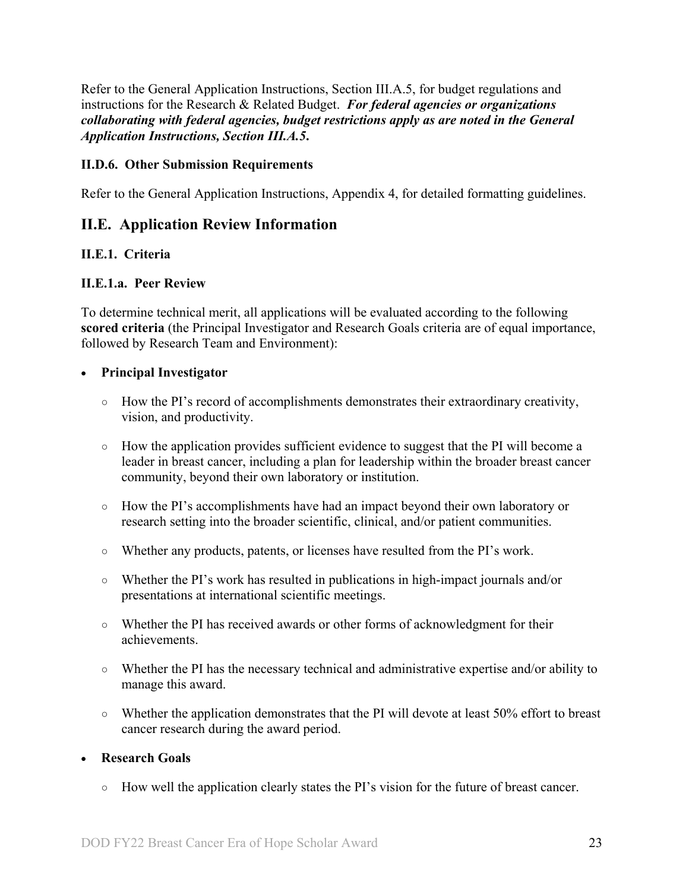Refer to the General Application Instructions, Section III.A.5, for budget regulations and instructions for the Research & Related Budget. ***For federal agencies or organizations collaborating with federal agencies, budget restrictions apply as are noted in the General Application Instructions, Section III.A.5.***

### II.D.6. Other Submission Requirements

Refer to the General Application Instructions, Appendix 4, for detailed formatting guidelines.

## II.E. Application Review Information

### II.E.1. Criteria

### II.E.1.a. Peer Review

To determine technical merit, all applications will be evaluated according to the following **scored criteria** (the Principal Investigator and Research Goals criteria are of equal importance, followed by Research Team and Environment):

- **Principal Investigator**
  - How the PI's record of accomplishments demonstrates their extraordinary creativity, vision, and productivity.
  - How the application provides sufficient evidence to suggest that the PI will become a leader in breast cancer, including a plan for leadership within the broader breast cancer community, beyond their own laboratory or institution.
  - How the PI's accomplishments have had an impact beyond their own laboratory or research setting into the broader scientific, clinical, and/or patient communities.
  - Whether any products, patents, or licenses have resulted from the PI's work.
  - Whether the PI's work has resulted in publications in high-impact journals and/or presentations at international scientific meetings.
  - Whether the PI has received awards or other forms of acknowledgment for their achievements.
  - Whether the PI has the necessary technical and administrative expertise and/or ability to manage this award.
  - Whether the application demonstrates that the PI will devote at least 50% effort to breast cancer research during the award period.
- **Research Goals**
  - How well the application clearly states the PI's vision for the future of breast cancer.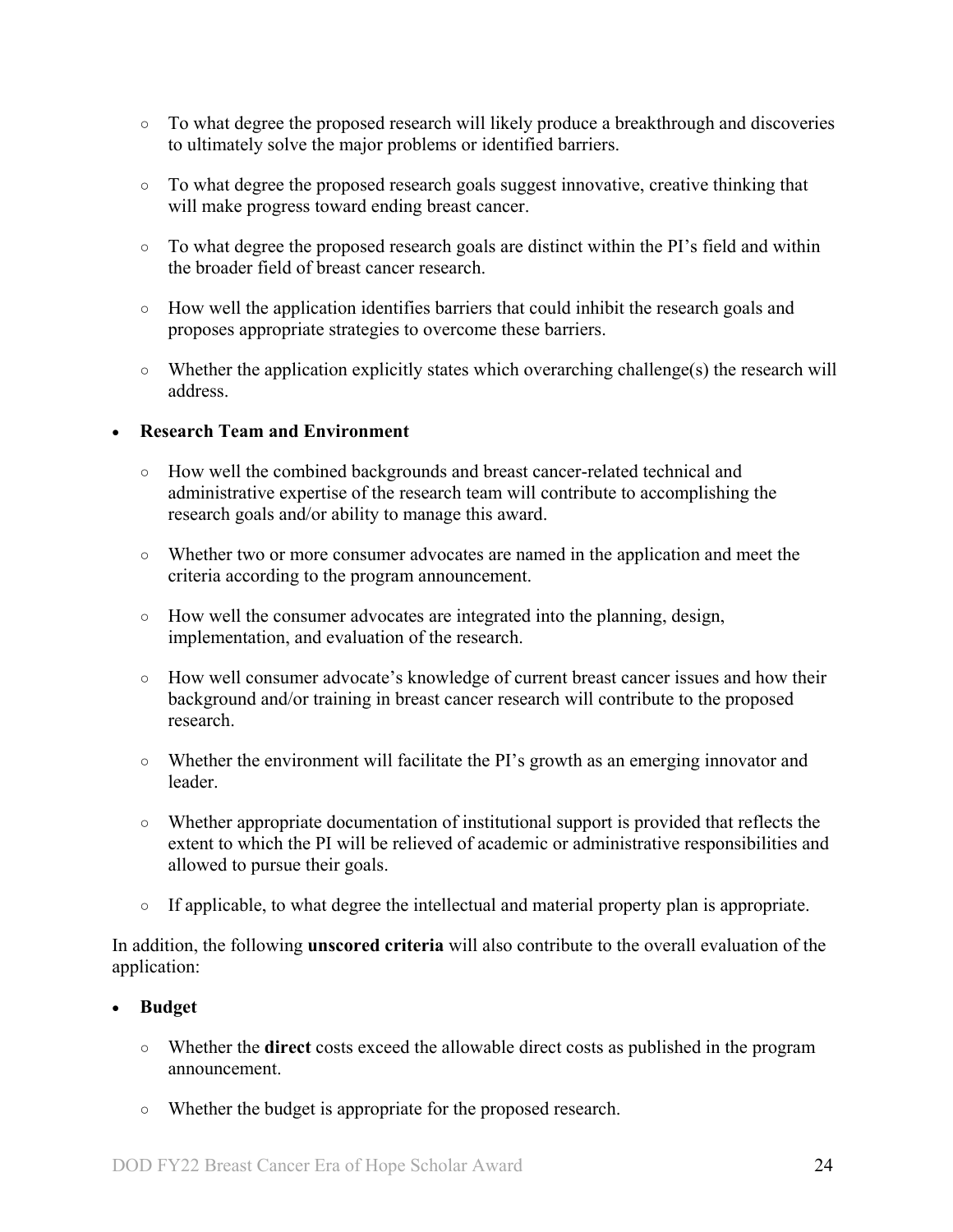- To what degree the proposed research will likely produce a breakthrough and discoveries to ultimately solve the major problems or identified barriers.
- To what degree the proposed research goals suggest innovative, creative thinking that will make progress toward ending breast cancer.
- To what degree the proposed research goals are distinct within the PI's field and within the broader field of breast cancer research.
- How well the application identifies barriers that could inhibit the research goals and proposes appropriate strategies to overcome these barriers.
- Whether the application explicitly states which overarching challenge(s) the research will address.

- **Research Team and Environment**
  - How well the combined backgrounds and breast cancer-related technical and administrative expertise of the research team will contribute to accomplishing the research goals and/or ability to manage this award.
  - Whether two or more consumer advocates are named in the application and meet the criteria according to the program announcement.
  - How well the consumer advocates are integrated into the planning, design, implementation, and evaluation of the research.
  - How well consumer advocate's knowledge of current breast cancer issues and how their background and/or training in breast cancer research will contribute to the proposed research.
  - Whether the environment will facilitate the PI's growth as an emerging innovator and leader.
  - Whether appropriate documentation of institutional support is provided that reflects the extent to which the PI will be relieved of academic or administrative responsibilities and allowed to pursue their goals.
  - If applicable, to what degree the intellectual and material property plan is appropriate.

In addition, the following **unscored criteria** will also contribute to the overall evaluation of the application:

- **Budget**
  - Whether the **direct** costs exceed the allowable direct costs as published in the program announcement.
  - Whether the budget is appropriate for the proposed research.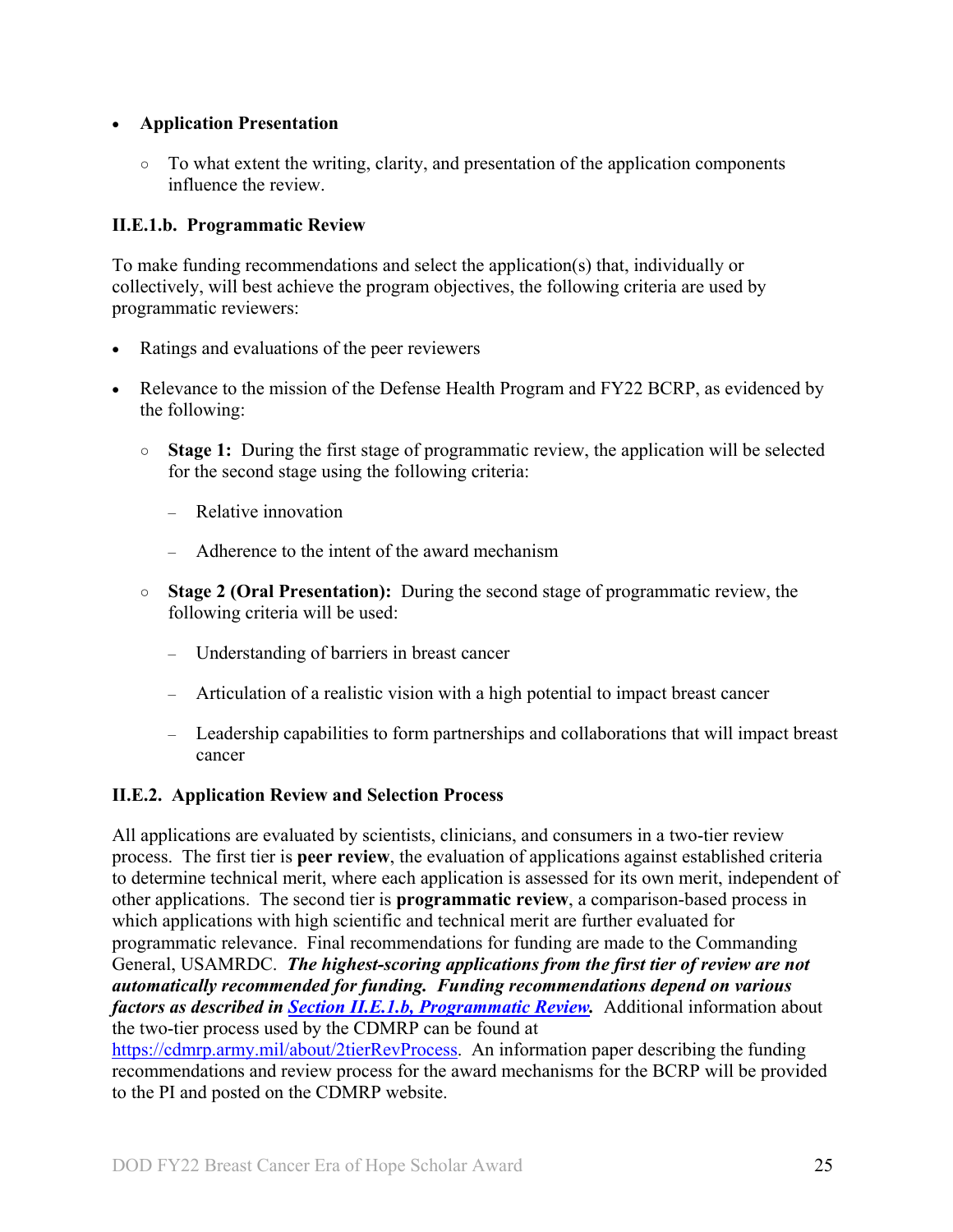- **Application Presentation**
  - To what extent the writing, clarity, and presentation of the application components influence the review.

### II.E.1.b. Programmatic Review

To make funding recommendations and select the application(s) that, individually or collectively, will best achieve the program objectives, the following criteria are used by programmatic reviewers:

- Ratings and evaluations of the peer reviewers
- Relevance to the mission of the Defense Health Program and FY22 BCRP, as evidenced by the following:
  - **Stage 1:** During the first stage of programmatic review, the application will be selected for the second stage using the following criteria:
    - Relative innovation
    - Adherence to the intent of the award mechanism
  - **Stage 2 (Oral Presentation):** During the second stage of programmatic review, the following criteria will be used:
    - Understanding of barriers in breast cancer
    - Articulation of a realistic vision with a high potential to impact breast cancer
    - Leadership capabilities to form partnerships and collaborations that will impact breast cancer

### II.E.2. Application Review and Selection Process

All applications are evaluated by scientists, clinicians, and consumers in a two-tier review process. The first tier is **peer review**, the evaluation of applications against established criteria to determine technical merit, where each application is assessed for its own merit, independent of other applications. The second tier is **programmatic review**, a comparison-based process in which applications with high scientific and technical merit are further evaluated for programmatic relevance. Final recommendations for funding are made to the Commanding General, USAMRDC. ***The highest-scoring applications from the first tier of review are not automatically recommended for funding. Funding recommendations depend on various factors as described in [Section II.E.1.b, Programmatic Review](#iie1b-programmatic-review).*** Additional information about the two-tier process used by the CDMRP can be found at [https://cdmrp.army.mil/about/2tierRevProcess](https://cdmrp.army.mil/about/2tierRevProcess). An information paper describing the funding recommendations and review process for the award mechanisms for the BCRP will be provided to the PI and posted on the CDMRP website.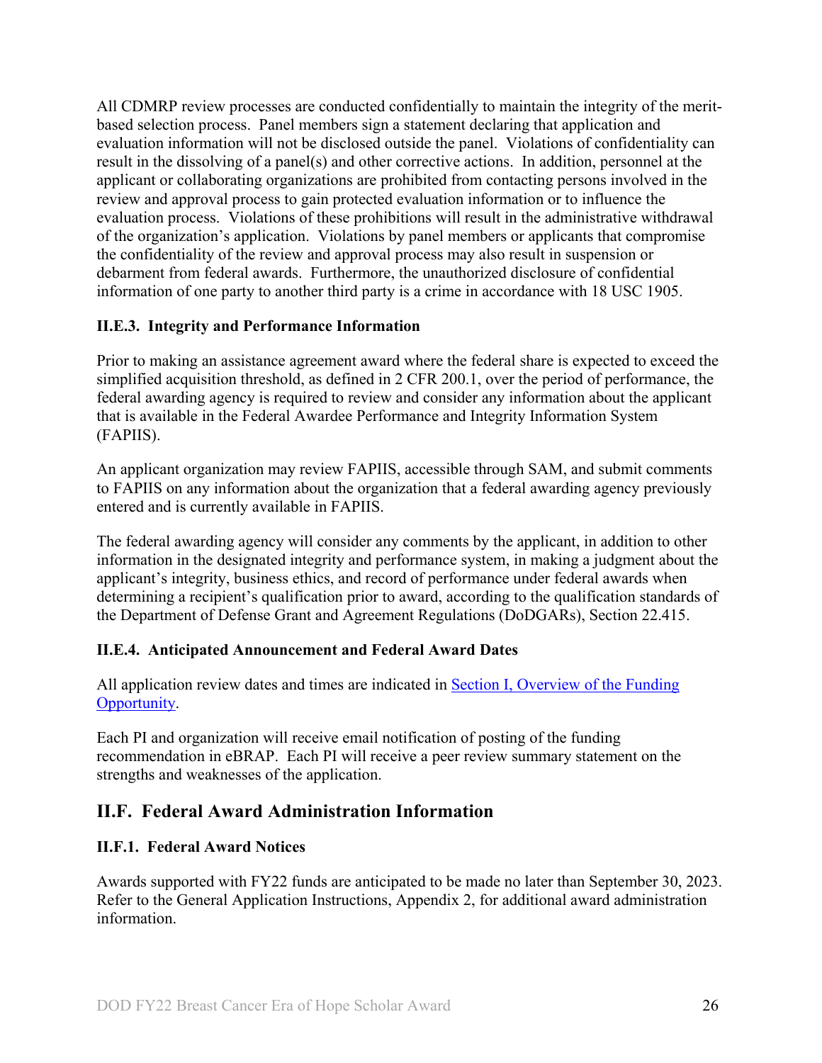All CDMRP review processes are conducted confidentially to maintain the integrity of the merit-based selection process. Panel members sign a statement declaring that application and evaluation information will not be disclosed outside the panel. Violations of confidentiality can result in the dissolving of a panel(s) and other corrective actions. In addition, personnel at the applicant or collaborating organizations are prohibited from contacting persons involved in the review and approval process to gain protected evaluation information or to influence the evaluation process. Violations of these prohibitions will result in the administrative withdrawal of the organization's application. Violations by panel members or applicants that compromise the confidentiality of the review and approval process may also result in suspension or debarment from federal awards. Furthermore, the unauthorized disclosure of confidential information of one party to another third party is a crime in accordance with 18 USC 1905.

#### II.E.3. Integrity and Performance Information

Prior to making an assistance agreement award where the federal share is expected to exceed the simplified acquisition threshold, as defined in 2 CFR 200.1, over the period of performance, the federal awarding agency is required to review and consider any information about the applicant that is available in the Federal Awardee Performance and Integrity Information System (FAPIIS).

An applicant organization may review FAPIIS, accessible through SAM, and submit comments to FAPIIS on any information about the organization that a federal awarding agency previously entered and is currently available in FAPIIS.

The federal awarding agency will consider any comments by the applicant, in addition to other information in the designated integrity and performance system, in making a judgment about the applicant's integrity, business ethics, and record of performance under federal awards when determining a recipient's qualification prior to award, according to the qualification standards of the Department of Defense Grant and Agreement Regulations (DoDGARs), Section 22.415.

#### II.E.4. Anticipated Announcement and Federal Award Dates

All application review dates and times are indicated in [Section I, Overview of the Funding Opportunity](#).

Each PI and organization will receive email notification of posting of the funding recommendation in eBRAP. Each PI will receive a peer review summary statement on the strengths and weaknesses of the application.

### II.F. Federal Award Administration Information

#### II.F.1. Federal Award Notices

Awards supported with FY22 funds are anticipated to be made no later than September 30, 2023. Refer to the General Application Instructions, Appendix 2, for additional award administration information.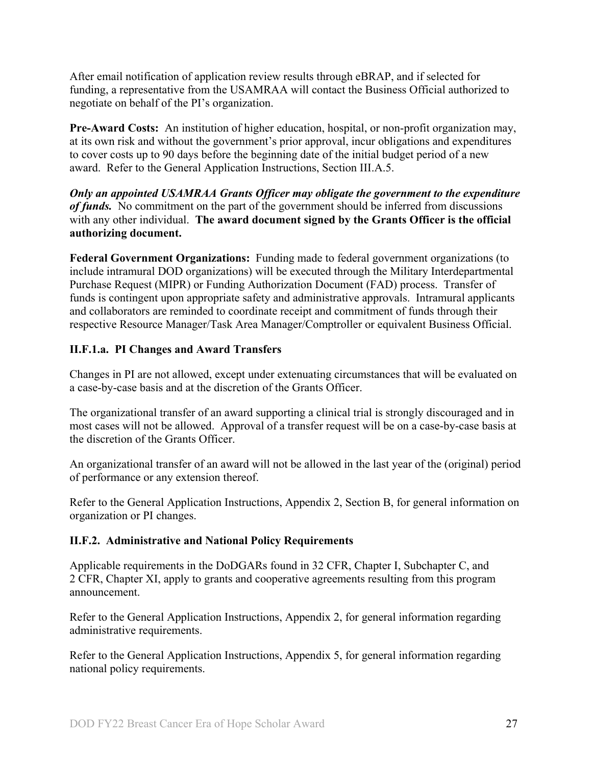After email notification of application review results through eBRAP, and if selected for funding, a representative from the USAMRAA will contact the Business Official authorized to negotiate on behalf of the PI's organization.

**Pre-Award Costs:** An institution of higher education, hospital, or non-profit organization may, at its own risk and without the government's prior approval, incur obligations and expenditures to cover costs up to 90 days before the beginning date of the initial budget period of a new award. Refer to the General Application Instructions, Section III.A.5.

***Only an appointed USAMRAA Grants Officer may obligate the government to the expenditure of funds.*** No commitment on the part of the government should be inferred from discussions with any other individual. **The award document signed by the Grants Officer is the official authorizing document.**

**Federal Government Organizations:** Funding made to federal government organizations (to include intramural DOD organizations) will be executed through the Military Interdepartmental Purchase Request (MIPR) or Funding Authorization Document (FAD) process. Transfer of funds is contingent upon appropriate safety and administrative approvals. Intramural applicants and collaborators are reminded to coordinate receipt and commitment of funds through their respective Resource Manager/Task Area Manager/Comptroller or equivalent Business Official.

### II.F.1.a. PI Changes and Award Transfers

Changes in PI are not allowed, except under extenuating circumstances that will be evaluated on a case-by-case basis and at the discretion of the Grants Officer.

The organizational transfer of an award supporting a clinical trial is strongly discouraged and in most cases will not be allowed. Approval of a transfer request will be on a case-by-case basis at the discretion of the Grants Officer.

An organizational transfer of an award will not be allowed in the last year of the (original) period of performance or any extension thereof.

Refer to the General Application Instructions, Appendix 2, Section B, for general information on organization or PI changes.

### II.F.2. Administrative and National Policy Requirements

Applicable requirements in the DoDGARs found in 32 CFR, Chapter I, Subchapter C, and 2 CFR, Chapter XI, apply to grants and cooperative agreements resulting from this program announcement.

Refer to the General Application Instructions, Appendix 2, for general information regarding administrative requirements.

Refer to the General Application Instructions, Appendix 5, for general information regarding national policy requirements.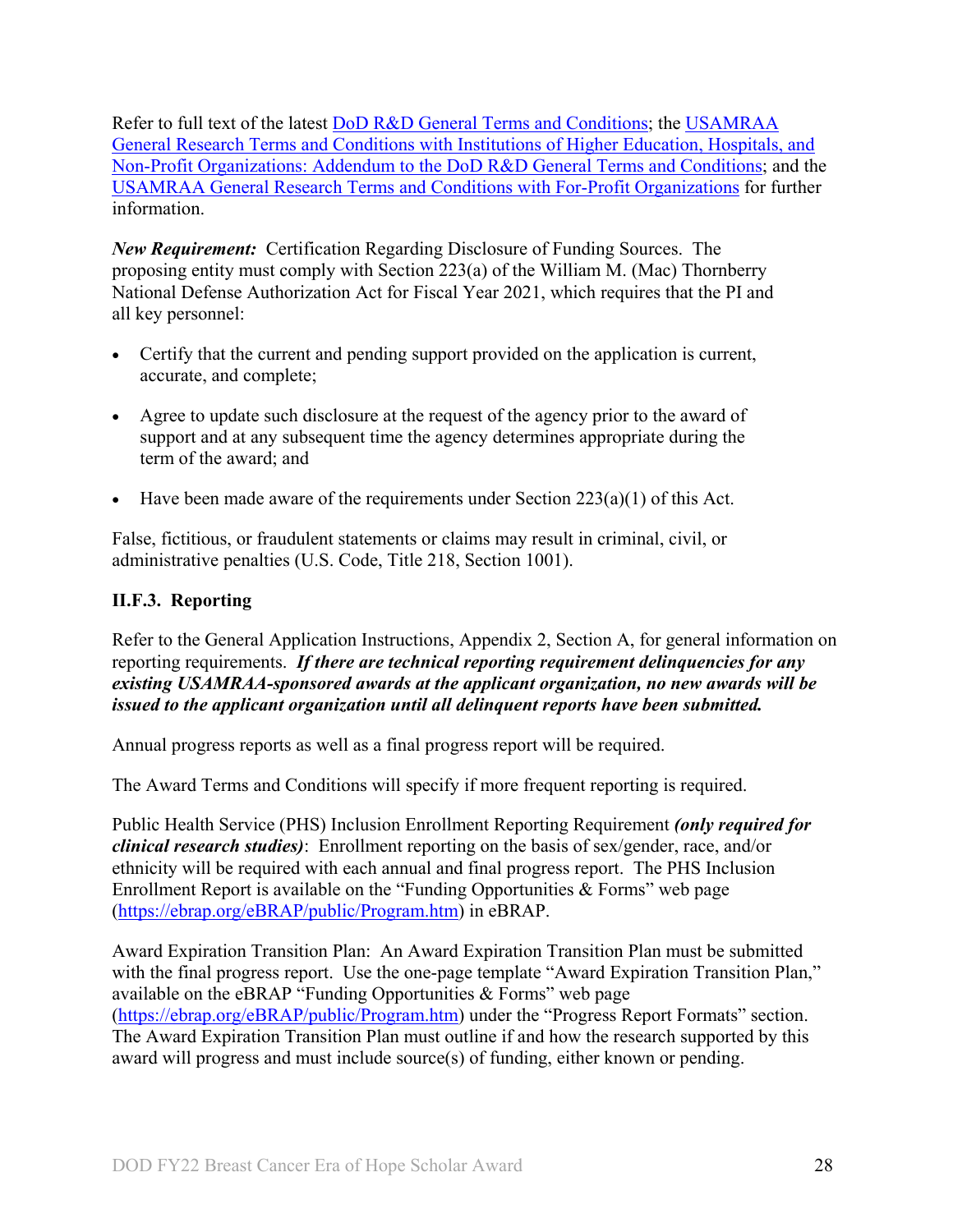Refer to full text of the latest [DoD R&D General Terms and Conditions](); the [USAMRAA General Research Terms and Conditions with Institutions of Higher Education, Hospitals, and Non-Profit Organizations: Addendum to the DoD R&D General Terms and Conditions](); and the [USAMRAA General Research Terms and Conditions with For-Profit Organizations]() for further information.

***New Requirement:*** Certification Regarding Disclosure of Funding Sources. The proposing entity must comply with Section 223(a) of the William M. (Mac) Thornberry National Defense Authorization Act for Fiscal Year 2021, which requires that the PI and all key personnel:

- Certify that the current and pending support provided on the application is current, accurate, and complete;
- Agree to update such disclosure at the request of the agency prior to the award of support and at any subsequent time the agency determines appropriate during the term of the award; and
- Have been made aware of the requirements under Section 223(a)(1) of this Act.

False, fictitious, or fraudulent statements or claims may result in criminal, civil, or administrative penalties (U.S. Code, Title 218, Section 1001).

### II.F.3. Reporting

Refer to the General Application Instructions, Appendix 2, Section A, for general information on reporting requirements. ***If there are technical reporting requirement delinquencies for any existing USAMRAA-sponsored awards at the applicant organization, no new awards will be issued to the applicant organization until all delinquent reports have been submitted.***

Annual progress reports as well as a final progress report will be required.

The Award Terms and Conditions will specify if more frequent reporting is required.

Public Health Service (PHS) Inclusion Enrollment Reporting Requirement ***(only required for clinical research studies)***: Enrollment reporting on the basis of sex/gender, race, and/or ethnicity will be required with each annual and final progress report. The PHS Inclusion Enrollment Report is available on the "Funding Opportunities & Forms" web page ([https://ebrap.org/eBRAP/public/Program.htm](https://ebrap.org/eBRAP/public/Program.htm)) in eBRAP.

Award Expiration Transition Plan: An Award Expiration Transition Plan must be submitted with the final progress report. Use the one-page template "Award Expiration Transition Plan," available on the eBRAP "Funding Opportunities & Forms" web page ([https://ebrap.org/eBRAP/public/Program.htm](https://ebrap.org/eBRAP/public/Program.htm)) under the "Progress Report Formats" section. The Award Expiration Transition Plan must outline if and how the research supported by this award will progress and must include source(s) of funding, either known or pending.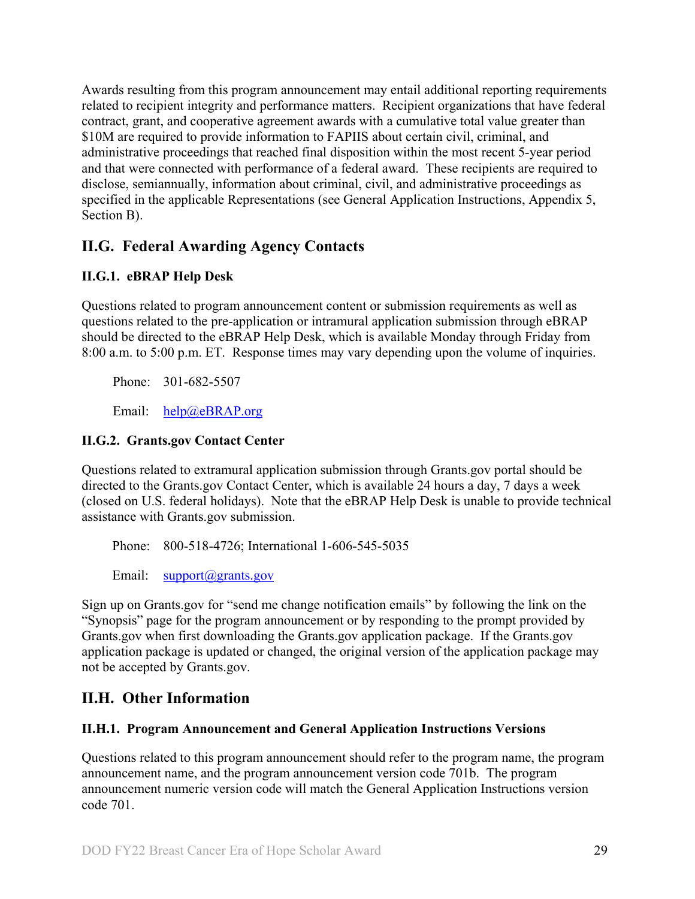Awards resulting from this program announcement may entail additional reporting requirements related to recipient integrity and performance matters. Recipient organizations that have federal contract, grant, and cooperative agreement awards with a cumulative total value greater than $10M are required to provide information to FAPIIS about certain civil, criminal, and administrative proceedings that reached final disposition within the most recent 5-year period and that were connected with performance of a federal award. These recipients are required to disclose, semiannually, information about criminal, civil, and administrative proceedings as specified in the applicable Representations (see General Application Instructions, Appendix 5, Section B).

## II.G. Federal Awarding Agency Contacts

### II.G.1. eBRAP Help Desk

Questions related to program announcement content or submission requirements as well as questions related to the pre-application or intramural application submission through eBRAP should be directed to the eBRAP Help Desk, which is available Monday through Friday from 8:00 a.m. to 5:00 p.m. ET. Response times may vary depending upon the volume of inquiries.

Phone: 301-682-5507

Email: help@eBRAP.org

### II.G.2. Grants.gov Contact Center

Questions related to extramural application submission through Grants.gov portal should be directed to the Grants.gov Contact Center, which is available 24 hours a day, 7 days a week (closed on U.S. federal holidays). Note that the eBRAP Help Desk is unable to provide technical assistance with Grants.gov submission.

Phone: 800-518-4726; International 1-606-545-5035

Email: support@grants.gov

Sign up on Grants.gov for "send me change notification emails" by following the link on the "Synopsis" page for the program announcement or by responding to the prompt provided by Grants.gov when first downloading the Grants.gov application package. If the Grants.gov application package is updated or changed, the original version of the application package may not be accepted by Grants.gov.

## II.H. Other Information

### II.H.1. Program Announcement and General Application Instructions Versions

Questions related to this program announcement should refer to the program name, the program announcement name, and the program announcement version code 701b. The program announcement numeric version code will match the General Application Instructions version code 701.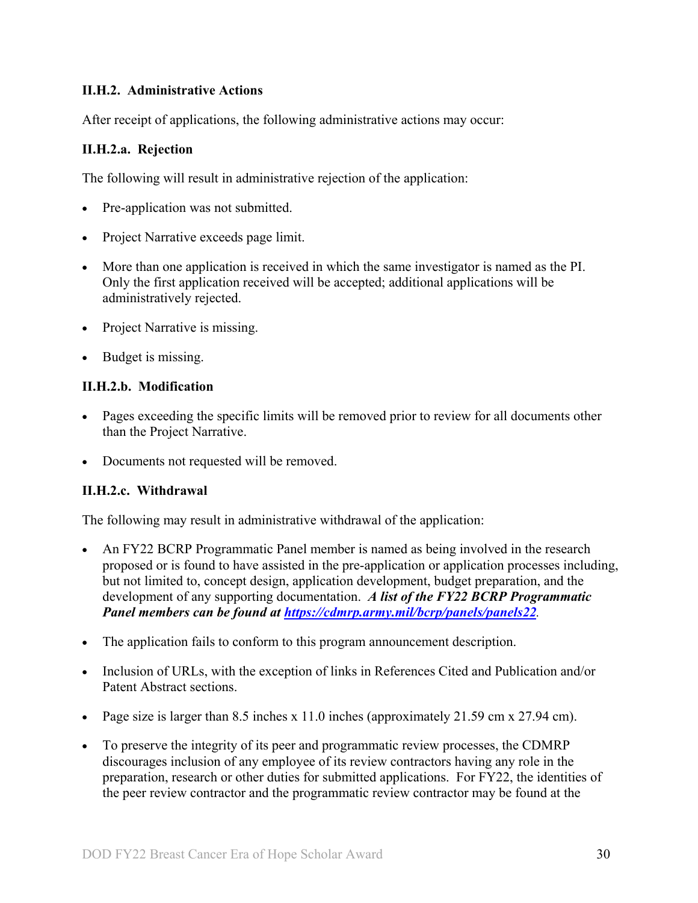### II.H.2. Administrative Actions

After receipt of applications, the following administrative actions may occur:

#### II.H.2.a. Rejection

The following will result in administrative rejection of the application:

- Pre-application was not submitted.
- Project Narrative exceeds page limit.
- More than one application is received in which the same investigator is named as the PI. Only the first application received will be accepted; additional applications will be administratively rejected.
- Project Narrative is missing.
- Budget is missing.

#### II.H.2.b. Modification

- Pages exceeding the specific limits will be removed prior to review for all documents other than the Project Narrative.
- Documents not requested will be removed.

#### II.H.2.c. Withdrawal

The following may result in administrative withdrawal of the application:

- An FY22 BCRP Programmatic Panel member is named as being involved in the research proposed or is found to have assisted in the pre-application or application processes including, but not limited to, concept design, application development, budget preparation, and the development of any supporting documentation. ***A list of the FY22 BCRP Programmatic Panel members can be found at [https://cdmrp.army.mil/bcrp/panels/panels22](https://cdmrp.army.mil/bcrp/panels/panels22)***.
- The application fails to conform to this program announcement description.
- Inclusion of URLs, with the exception of links in References Cited and Publication and/or Patent Abstract sections.
- Page size is larger than 8.5 inches x 11.0 inches (approximately 21.59 cm x 27.94 cm).
- To preserve the integrity of its peer and programmatic review processes, the CDMRP discourages inclusion of any employee of its review contractors having any role in the preparation, research or other duties for submitted applications. For FY22, the identities of the peer review contractor and the programmatic review contractor may be found at the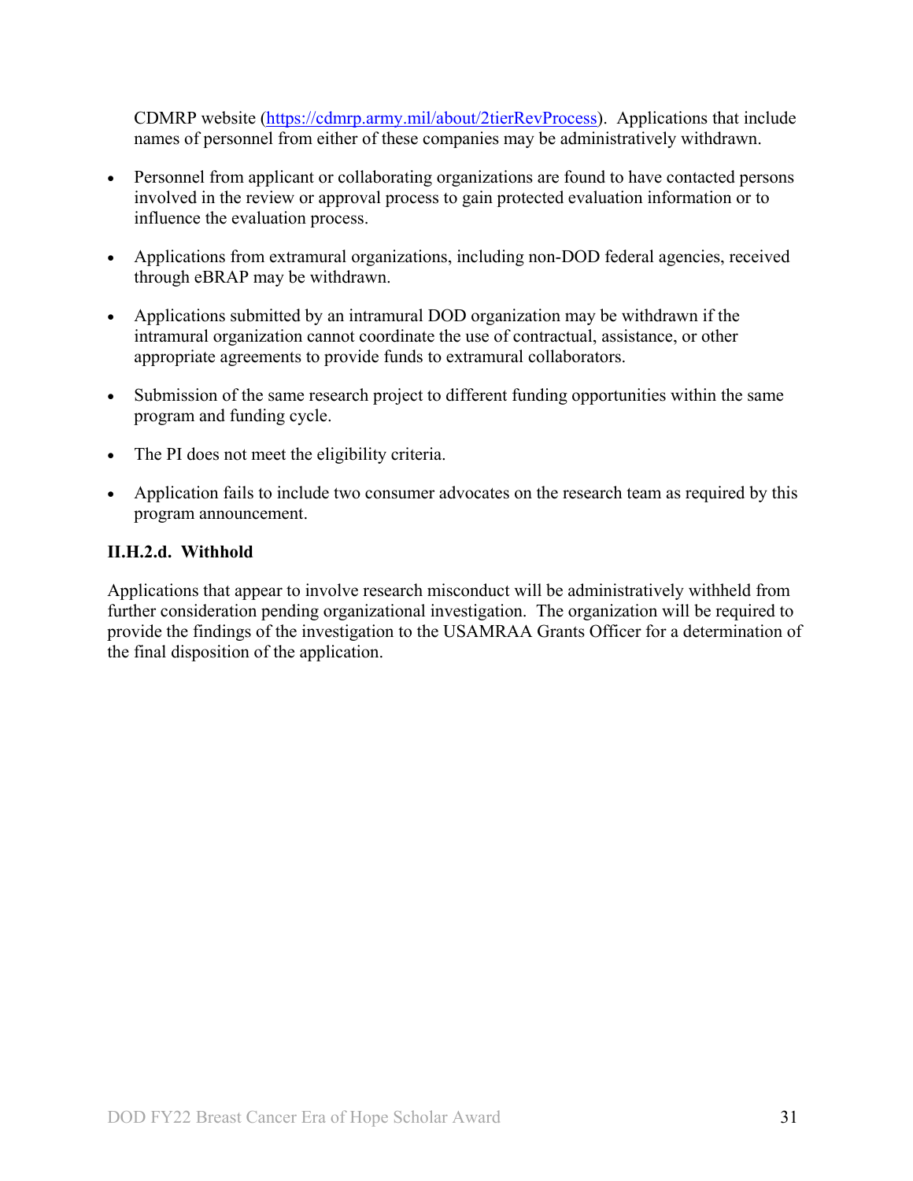CDMRP website ([https://cdmrp.army.mil/about/2tierRevProcess](https://cdmrp.army.mil/about/2tierRevProcess)). Applications that include names of personnel from either of these companies may be administratively withdrawn.

- Personnel from applicant or collaborating organizations are found to have contacted persons involved in the review or approval process to gain protected evaluation information or to influence the evaluation process.
- Applications from extramural organizations, including non-DOD federal agencies, received through eBRAP may be withdrawn.
- Applications submitted by an intramural DOD organization may be withdrawn if the intramural organization cannot coordinate the use of contractual, assistance, or other appropriate agreements to provide funds to extramural collaborators.
- Submission of the same research project to different funding opportunities within the same program and funding cycle.
- The PI does not meet the eligibility criteria.
- Application fails to include two consumer advocates on the research team as required by this program announcement.

#### II.H.2.d. Withhold

Applications that appear to involve research misconduct will be administratively withheld from further consideration pending organizational investigation. The organization will be required to provide the findings of the investigation to the USAMRAA Grants Officer for a determination of the final disposition of the application.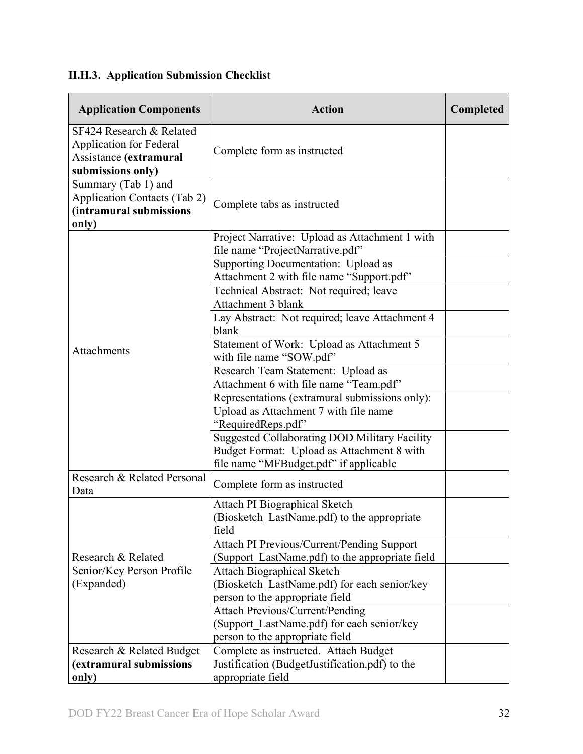### II.H.3. Application Submission Checklist

| Application Components | Action | Completed |
|---|---|---|
| SF424 Research & Related Application for Federal Assistance **(extramural submissions only)** | Complete form as instructed | |
| Summary (Tab 1) and Application Contacts (Tab 2) **(intramural submissions only)** | Complete tabs as instructed | |
| Attachments | Project Narrative: Upload as Attachment 1 with file name "ProjectNarrative.pdf" | |
| | Supporting Documentation: Upload as Attachment 2 with file name "Support.pdf" | |
| | Technical Abstract: Not required; leave Attachment 3 blank | |
| | Lay Abstract: Not required; leave Attachment 4 blank | |
| | Statement of Work: Upload as Attachment 5 with file name "SOW.pdf" | |
| | Research Team Statement: Upload as Attachment 6 with file name "Team.pdf" | |
| | Representations (extramural submissions only): Upload as Attachment 7 with file name "RequiredReps.pdf" | |
| | Suggested Collaborating DOD Military Facility Budget Format: Upload as Attachment 8 with file name "MFBudget.pdf" if applicable | |
| Research & Related Personal Data | Complete form as instructed | |
| Research & Related Senior/Key Person Profile (Expanded) | Attach PI Biographical Sketch (Biosketch_LastName.pdf) to the appropriate field | |
| | Attach PI Previous/Current/Pending Support (Support_LastName.pdf) to the appropriate field | |
| | Attach Biographical Sketch (Biosketch_LastName.pdf) for each senior/key person to the appropriate field | |
| | Attach Previous/Current/Pending (Support_LastName.pdf) for each senior/key person to the appropriate field | |
| Research & Related Budget **(extramural submissions only)** | Complete as instructed. Attach Budget Justification (BudgetJustification.pdf) to the appropriate field | |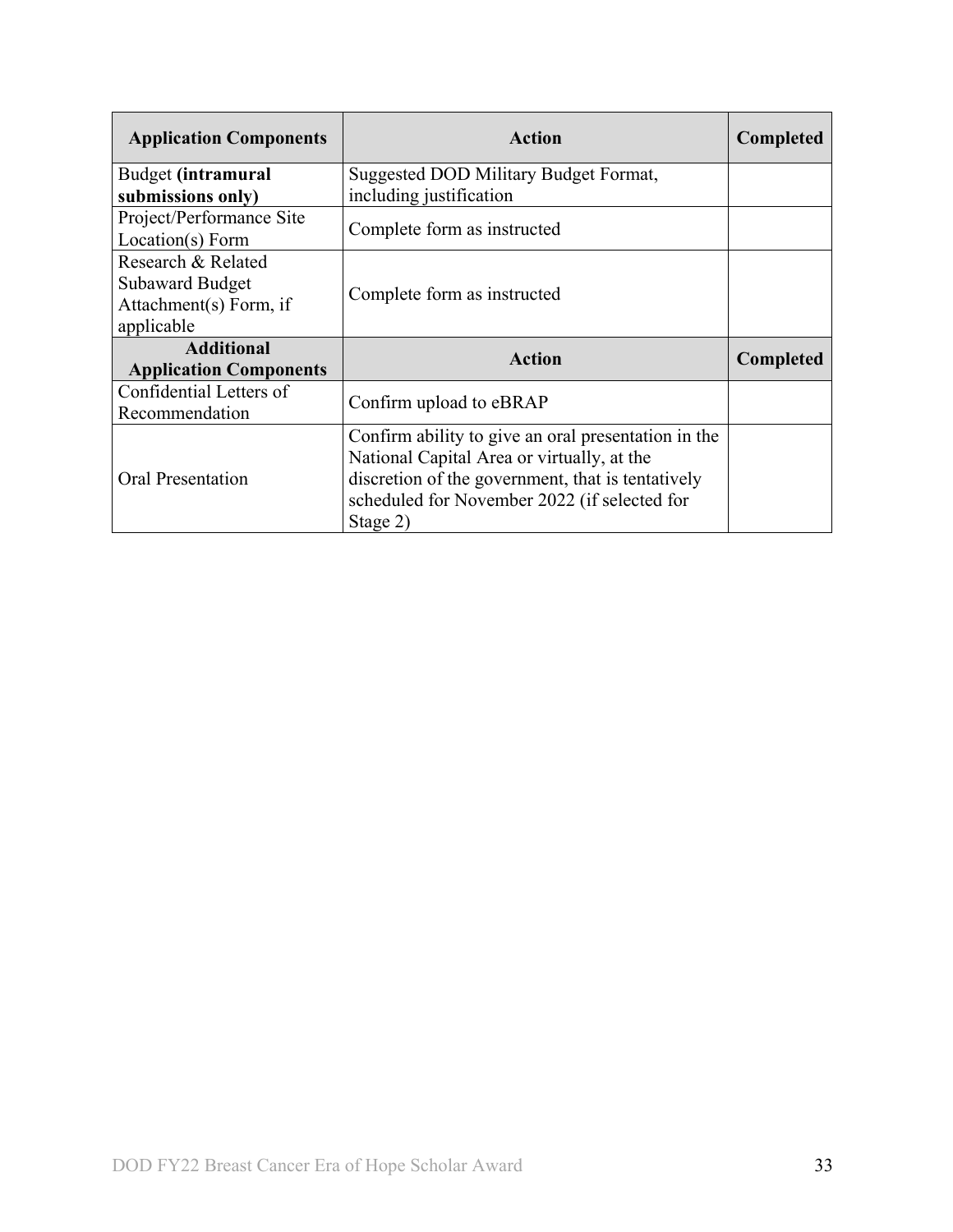| Application Components | Action | Completed |
|---|---|---|
| Budget **(intramural submissions only)** | Suggested DOD Military Budget Format, including justification | |
| Project/Performance Site Location(s) Form | Complete form as instructed | |
| Research & Related Subaward Budget Attachment(s) Form, if applicable | Complete form as instructed | |
| **Additional Application Components** | **Action** | **Completed** |
| Confidential Letters of Recommendation | Confirm upload to eBRAP | |
| Oral Presentation | Confirm ability to give an oral presentation in the National Capital Area or virtually, at the discretion of the government, that is tentatively scheduled for November 2022 (if selected for Stage 2) | |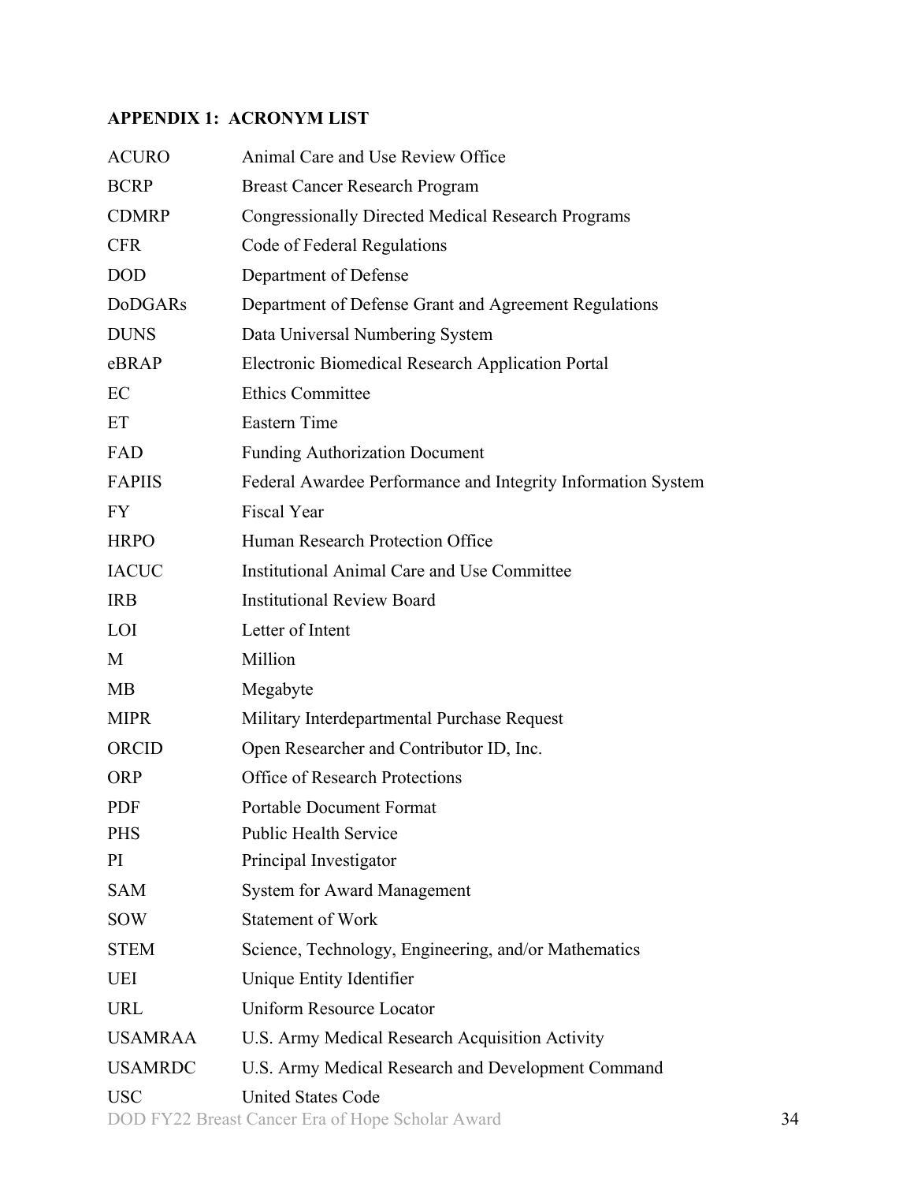## APPENDIX 1: ACRONYM LIST

| | |
|---|---|
| ACURO | Animal Care and Use Review Office |
| BCRP | Breast Cancer Research Program |
| CDMRP | Congressionally Directed Medical Research Programs |
| CFR | Code of Federal Regulations |
| DOD | Department of Defense |
| DoDGARs | Department of Defense Grant and Agreement Regulations |
| DUNS | Data Universal Numbering System |
| eBRAP | Electronic Biomedical Research Application Portal |
| EC | Ethics Committee |
| ET | Eastern Time |
| FAD | Funding Authorization Document |
| FAPIIS | Federal Awardee Performance and Integrity Information System |
| FY | Fiscal Year |
| HRPO | Human Research Protection Office |
| IACUC | Institutional Animal Care and Use Committee |
| IRB | Institutional Review Board |
| LOI | Letter of Intent |
| M | Million |
| MB | Megabyte |
| MIPR | Military Interdepartmental Purchase Request |
| ORCID | Open Researcher and Contributor ID, Inc. |
| ORP | Office of Research Protections |
| PDF | Portable Document Format |
| PHS | Public Health Service |
| PI | Principal Investigator |
| SAM | System for Award Management |
| SOW | Statement of Work |
| STEM | Science, Technology, Engineering, and/or Mathematics |
| UEI | Unique Entity Identifier |
| URL | Uniform Resource Locator |
| USAMRAA | U.S. Army Medical Research Acquisition Activity |
| USAMRDC | U.S. Army Medical Research and Development Command |
| USC | United States Code |